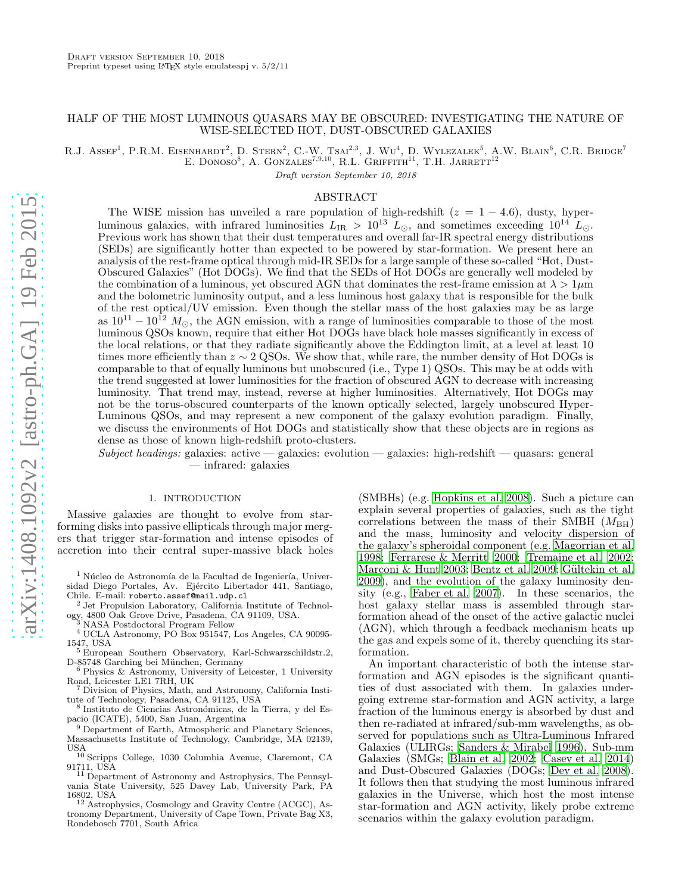Draft version September 10, 2018

Preprint typeset using LaTeX style emulateapj v. 5/2/11

# HALF OF THE MOST LUMINOUS QUASARS MAY BE OBSCURED: INVESTIGATING THE NATURE OF WISE-SELECTED HOT, DUST-OBSCURED GALAXIES

R.J. Assef[1], P.R.M. Eisenhardt[2], D. Stern[2], C.-W. Tsai[2,3], J. Wu[4], D. Wylezalek[5], A.W. Blain[6], C.R. Bridge[7]
E. Donoso[8], A. Gonzales[7,9,10], R.L. Griffith[11], T.H. Jarrett[12]

*Draft version September 10, 2018*

## ABSTRACT

The WISE mission has unveiled a rare population of high-redshift ($z = 1-4.6$), dusty, hyper-luminous galaxies, with infrared luminosities $L_{\rm IR} > 10^{13}~L_{\odot}$, and sometimes exceeding $10^{14}~L_{\odot}$. Previous work has shown that their dust temperatures and overall far-IR spectral energy distributions (SEDs) are significantly hotter than expected to be powered by star-formation. We present here an analysis of the rest-frame optical through mid-IR SEDs for a large sample of these so-called "Hot, Dust-Obscured Galaxies" (Hot DOGs). We find that the SEDs of Hot DOGs are generally well modeled by the combination of a luminous, yet obscured AGN that dominates the rest-frame emission at $\lambda > 1\mu$m and the bolometric luminosity output, and a less luminous host galaxy that is responsible for the bulk of the rest optical/UV emission. Even though the stellar mass of the host galaxies may be as large as $10^{11}-10^{12}~M_{\odot}$, the AGN emission, with a range of luminosities comparable to those of the most luminous QSOs known, require that either Hot DOGs have black hole masses significantly in excess of the local relations, or that they radiate significantly above the Eddington limit, at a level at least 10 times more efficiently than $z\sim 2$ QSOs. We show that, while rare, the number density of Hot DOGs is comparable to that of equally luminous but unobscured (i.e., Type 1) QSOs. This may be at odds with the trend suggested at lower luminosities for the fraction of obscured AGN to decrease with increasing luminosity. That trend may, instead, reverse at higher luminosities. Alternatively, Hot DOGs may not be the torus-obscured counterparts of the known optically selected, largely unobscured Hyper-Luminous QSOs, and may represent a new component of the galaxy evolution paradigm. Finally, we discuss the environments of Hot DOGs and statistically show that these objects are in regions as dense as those of known high-redshift proto-clusters.

*Subject headings:* galaxies: active — galaxies: evolution — galaxies: high-redshift — quasars: general — infrared: galaxies

## 1. INTRODUCTION

Massive galaxies are thought to evolve from star-forming disks into passive ellipticals through major mergers that trigger star-formation and intense episodes of accretion into their central super-massive black holes (SMBHs) (e.g. Hopkins et al. 2008). Such a picture can explain several properties of galaxies, such as the tight correlations between the mass of their SMBH ($M_{\rm BH}$) and the mass, luminosity and velocity dispersion of the galaxy's spheroidal component (e.g. Magorrian et al. 1998; Ferrarese & Merritt 2000; Tremaine et al. 2002; Marconi & Hunt 2003; Bentz et al. 2009; Gültekin et al. 2009), and the evolution of the galaxy luminosity density (e.g., Faber et al. 2007). In these scenarios, the host galaxy stellar mass is assembled through star-formation ahead of the onset of the active galactic nuclei (AGN), which through a feedback mechanism heats up the gas and expels some of it, thereby quenching its star-formation.

An important characteristic of both the intense star-formation and AGN episodes is the significant quantities of dust associated with them. In galaxies undergoing extreme star-formation and AGN activity, a large fraction of the luminous energy is absorbed by dust and then re-radiated at infrared/sub-mm wavelengths, as observed for populations such as Ultra-Luminous Infrared Galaxies (ULIRGs; Sanders & Mirabel 1996), Sub-mm Galaxies (SMGs; Blain et al. 2002; Casey et al. 2014) and Dust-Obscured Galaxies (DOGs; Dey et al. 2008). It follows then that studying the most luminous infrared galaxies in the Universe, which host the most intense star-formation and AGN activity, likely probe extreme scenarios within the galaxy evolution paradigm.

[1] Núcleo de Astronomía de la Facultad de Ingeniería, Universidad Diego Portales, Av. Ejército Libertador 441, Santiago, Chile. E-mail: roberto.assef@mail.udp.cl
[2] Jet Propulsion Laboratory, California Institute of Technology, 4800 Oak Grove Drive, Pasadena, CA 91109, USA.
[3] NASA Postdoctoral Program Fellow
[4] UCLA Astronomy, PO Box 951547, Los Angeles, CA 90095-1547, USA
[5] European Southern Observatory, Karl-Schwarzschildstr.2, D-85748 Garching bei München, Germany
[6] Physics & Astronomy, University of Leicester, 1 University Road, Leicester LE1 7RH, UK
[7] Division of Physics, Math, and Astronomy, California Institute of Technology, Pasadena, CA 91125, USA
[8] Instituto de Ciencias Astronómicas, de la Tierra, y del Espacio (ICATE), 5400, San Juan, Argentina
[9] Department of Earth, Atmospheric and Planetary Sciences, Massachusetts Institute of Technology, Cambridge, MA 02139, USA
[10] Scripps College, 1030 Columbia Avenue, Claremont, CA 91711, USA
[11] Department of Astronomy and Astrophysics, The Pennsylvania State University, 525 Davey Lab, University Park, PA 16802, USA
[12] Astrophysics, Cosmology and Gravity Centre (ACGC), Astronomy Department, University of Cape Town, Private Bag X3, Rondebosch 7701, South Africa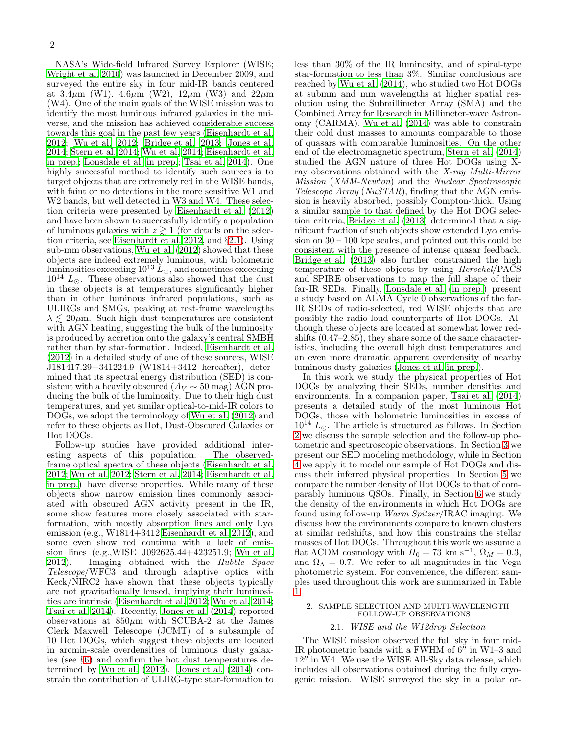NASA's Wide-field Infrared Survey Explorer (WISE; Wright et al. 2010) was launched in December 2009, and surveyed the entire sky in four mid-IR bands centered at 3.4$\mu$m (W1), 4.6$\mu$m (W2), 12$\mu$m (W3) and 22$\mu$m (W4). One of the main goals of the WISE mission was to identify the most luminous infrared galaxies in the universe, and the mission has achieved considerable success towards this goal in the past few years (Eisenhardt et al. 2012; Wu et al. 2012; Bridge et al. 2013; Jones et al. 2014; Stern et al. 2014; Wu et al. 2014; Eisenhardt et al. in prep.; Lonsdale et al. in prep.; Tsai et al. 2014). One highly successful method to identify such sources is to target objects that are extremely red in the WISE bands, with faint or no detections in the more sensitive W1 and W2 bands, but well detected in W3 and W4. These selection criteria were presented by Eisenhardt et al. (2012) and have been shown to successfully identify a population of luminous galaxies with $z \gtrsim 1$ (for details on the selection criteria, see Eisenhardt et al. 2012, and §2.1). Using sub-mm observations, Wu et al. (2012) showed that these objects are indeed extremely luminous, with bolometric luminosities exceeding $10^{13}\ L_{\odot}$, and sometimes exceeding $10^{14}\ L_{\odot}$. These observations also showed that the dust in these objects is at temperatures significantly higher than in other luminous infrared populations, such as ULIRGs and SMGs, peaking at rest-frame wavelengths $\lambda \lesssim 20\mu$m. Such high dust temperatures are consistent with AGN heating, suggesting the bulk of the luminosity is produced by accretion onto the galaxy's central SMBH rather than by star-formation. Indeed, Eisenhardt et al. (2012) in a detailed study of one of these sources, WISE J181417.29+341224.9 (W1814+3412 hereafter), determined that its spectral energy distribution (SED) is consistent with a heavily obscured ($A_V \sim 50$ mag) AGN producing the bulk of the luminosity. Due to their high dust temperatures, and yet similar optical-to-mid-IR colors to DOGs, we adopt the terminology of Wu et al. (2012) and refer to these objects as Hot, Dust-Obscured Galaxies or Hot DOGs.

Follow-up studies have provided additional interesting aspects of this population. The observed-frame optical spectra of these objects (Eisenhardt et al. 2012; Wu et al. 2012; Stern et al. 2014; Eisenhardt et al. in prep.) have diverse properties. While many of these objects show narrow emission lines commonly associated with obscured AGN activity present in the IR, some show features more closely associated with star-formation, with mostly absorption lines and only Ly$\alpha$ emission (e.g., W1814+3412 Eisenhardt et al. 2012), and some even show red continua with a lack of emission lines (e.g.,WISE J092625.44+423251.9; Wu et al. 2012). Imaging obtained with the *Hubble Space Telescope*/WFC3 and through adaptive optics with Keck/NIRC2 have shown that these objects typically are not gravitationally lensed, implying their luminosities are intrinsic (Eisenhardt et al. 2012; Wu et al. 2014; Tsai et al. 2014). Recently, Jones et al. (2014) reported observations at 850$\mu$m with SCUBA-2 at the James Clerk Maxwell Telescope (JCMT) of a subsample of 10 Hot DOGs, which suggest these objects are located in arcmin-scale overdensities of luminous dusty galaxies (see §6) and confirm the hot dust temperatures determined by Wu et al. (2012). Jones et al. (2014) constrain the contribution of ULIRG-type star-formation to less than 30% of the IR luminosity, and of spiral-type star-formation to less than 3%. Similar conclusions are reached by Wu et al. (2014), who studied two Hot DOGs at submm and mm wavelengths at higher spatial resolution using the Submillimeter Array (SMA) and the Combined Array for Research in Millimeter-wave Astronomy (CARMA). Wu et al. (2014) was able to constrain their cold dust masses to amounts comparable to those of quasars with comparable luminosities. On the other end of the electromagnetic spectrum, Stern et al. (2014) studied the AGN nature of three Hot DOGs using X-ray observations obtained with the *X-ray Multi-Mirror Mission* (*XMM-Newton*) and the *Nuclear Spectroscopic Telescope Array* (*NuSTAR*), finding that the AGN emission is heavily absorbed, possibly Compton-thick. Using a similar sample to that defined by the Hot DOG selection criteria, Bridge et al. (2013) determined that a significant fraction of such objects show extended Ly$\alpha$ emission on 30 – 100 kpc scales, and pointed out this could be consistent with the presence of intense quasar feedback. Bridge et al. (2013) also further constrained the high temperature of these objects by using *Herschel*/PACS and SPIRE observations to map the full shape of their far-IR SEDs. Finally, Lonsdale et al. (in prep.) present a study based on ALMA Cycle 0 observations of the far-IR SEDs of radio-selected, red WISE objects that are possibly the radio-loud counterparts of Hot DOGs. Although these objects are located at somewhat lower redshifts (0.47–2.85), they share some of the same characteristics, including the overall high dust temperatures and an even more dramatic apparent overdensity of nearby luminous dusty galaxies (Jones et al. in prep.).

In this work we study the physical properties of Hot DOGs by analyzing their SEDs, number densities and environments. In a companion paper, Tsai et al. (2014) presents a detailed study of the most luminous Hot DOGs, those with bolometric luminosities in excess of $10^{14}\ L_{\odot}$. The article is structured as follows. In Section 2 we discuss the sample selection and the follow-up photometric and spectroscopic observations. In Section 3 we present our SED modeling methodology, while in Section 4 we apply it to model our sample of Hot DOGs and discuss their inferred physical properties. In Section 5 we compare the number density of Hot DOGs to that of comparably luminous QSOs. Finally, in Section 6 we study the density of the environments in which Hot DOGs are found using follow-up *Warm Spitzer*/IRAC imaging. We discuss how the environments compare to known clusters at similar redshifts, and how this constrains the stellar masses of Hot DOGs. Throughout this work we assume a flat ΛCDM cosmology with $H_0 = 73$ km s$^{-1}$, $\Omega_M = 0.3$, and $\Omega_\Lambda = 0.7$. We refer to all magnitudes in the Vega photometric system. For convenience, the different samples used throughout this work are summarized in Table 1.

## 2. SAMPLE SELECTION AND MULTI-WAVELENGTH FOLLOW-UP OBSERVATIONS

### 2.1. *WISE and the W12drop Selection*

The WISE mission observed the full sky in four mid-IR photometric bands with a FWHM of $6''$ in W1–3 and $12''$ in W4. We use the WISE All-Sky data release, which includes all observations obtained during the fully cryogenic mission. WISE surveyed the sky in a polar or-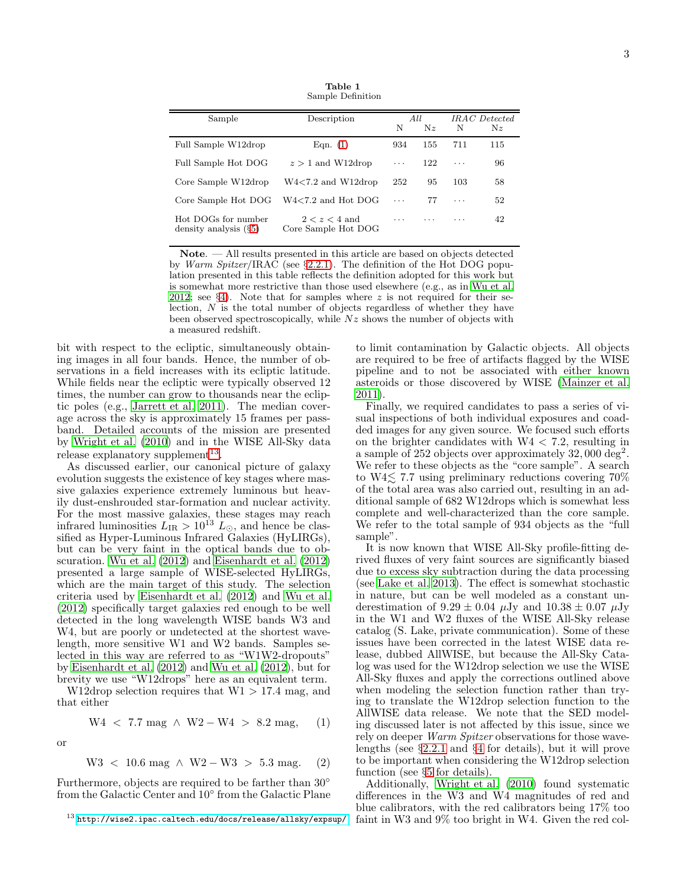**Table 1**
Sample Definition

| Sample | Description | *All* | | *IRAC Detected* | |
|---|---|---|---|---|---|
| | | N | N$z$ | N | N$z$ |
| Full Sample W12drop | Eqn. (1) | 934 | 155 | 711 | 115 |
| Full Sample Hot DOG | $z > 1$ and W12drop | ⋯ | 122 | ⋯ | 96 |
| Core Sample W12drop | W4<7.2 and W12drop | 252 | 95 | 103 | 58 |
| Core Sample Hot DOG | W4<7.2 and Hot DOG | ⋯ | 77 | ⋯ | 52 |
| Hot DOGs for number density analysis (§5) | $2 < z < 4$ and Core Sample Hot DOG | ⋯ | ⋯ | ⋯ | 42 |

**Note**. — All results presented in this article are based on objects detected by *Warm Spitzer*/IRAC (see §2.2.1). The definition of the Hot DOG population presented in this table reflects the definition adopted for this work but is somewhat more restrictive than those used elsewhere (e.g., as in Wu et al. 2012; see §4). Note that for samples where $z$ is not required for their selection, $N$ is the total number of objects regardless of whether they have been observed spectroscopically, while $Nz$ shows the number of objects with a measured redshift.

bit with respect to the ecliptic, simultaneously obtaining images in all four bands. Hence, the number of observations in a field increases with its ecliptic latitude. While fields near the ecliptic were typically observed 12 times, the number can grow to thousands near the ecliptic poles (e.g., Jarrett et al. 2011). The median coverage across the sky is approximately 15 frames per passband. Detailed accounts of the mission are presented by Wright et al. (2010) and in the WISE All-Sky data release explanatory supplement[13].

As discussed earlier, our canonical picture of galaxy evolution suggests the existence of key stages where massive galaxies experience extremely luminous but heavily dust-enshrouded star-formation and nuclear activity. For the most massive galaxies, these stages may reach infrared luminosities $L_{\rm IR} > 10^{13}\ L_{\odot}$, and hence be classified as Hyper-Luminous Infrared Galaxies (HyLIRGs), but can be very faint in the optical bands due to obscuration. Wu et al. (2012) and Eisenhardt et al. (2012) presented a large sample of WISE-selected HyLIRGs, which are the main target of this study. The selection criteria used by Eisenhardt et al. (2012) and Wu et al. (2012) specifically target galaxies red enough to be well detected in the long wavelength WISE bands W3 and W4, but are poorly or undetected at the shortest wavelength, more sensitive W1 and W2 bands. Samples selected in this way are referred to as "W1W2-dropouts" by Eisenhardt et al. (2012) and Wu et al. (2012), but for brevity we use "W12drops" here as an equivalent term.

W12drop selection requires that W1 > 17.4 mag, and that either

$$\mathrm{W4}\ <\ 7.7\ \mathrm{mag}\ \wedge\ \mathrm{W2} - \mathrm{W4}\ >\ 8.2\ \mathrm{mag}, \quad (1)$$

or

$$\mathrm{W3}\ <\ 10.6\ \mathrm{mag}\ \wedge\ \mathrm{W2} - \mathrm{W3}\ >\ 5.3\ \mathrm{mag}. \quad (2)$$

Furthermore, objects are required to be farther than 30° from the Galactic Center and 10° from the Galactic Plane to limit contamination by Galactic objects. All objects are required to be free of artifacts flagged by the WISE pipeline and to not be associated with either known asteroids or those discovered by WISE (Mainzer et al. 2011).

Finally, we required candidates to pass a series of visual inspections of both individual exposures and coadded images for any given source. We focused such efforts on the brighter candidates with W4 < 7.2, resulting in a sample of 252 objects over approximately 32,000 deg$^2$. We refer to these objects as the "core sample". A search to W4$\lesssim$ 7.7 using preliminary reductions covering 70% of the total area was also carried out, resulting in an additional sample of 682 W12drops which is somewhat less complete and well-characterized than the core sample. We refer to the total sample of 934 objects as the "full sample".

It is now known that WISE All-Sky profile-fitting derived fluxes of very faint sources are significantly biased due to excess sky subtraction during the data processing (see Lake et al. 2013). The effect is somewhat stochastic in nature, but can be well modeled as a constant underestimation of $9.29 \pm 0.04\ \mu$Jy and $10.38 \pm 0.07\ \mu$Jy in the W1 and W2 fluxes of the WISE All-Sky release catalog (S. Lake, private communication). Some of these issues have been corrected in the latest WISE data release, dubbed AllWISE, but because the All-Sky Catalog was used for the W12drop selection we use the WISE All-Sky fluxes and apply the corrections outlined above when modeling the selection function rather than trying to translate the W12drop selection function to the AllWISE data release. We note that the SED modeling discussed later is not affected by this issue, since we rely on deeper *Warm Spitzer* observations for those wavelengths (see §2.2.1 and §4 for details), but it will prove to be important when considering the W12drop selection function (see §5 for details).

Additionally, Wright et al. (2010) found systematic differences in the W3 and W4 magnitudes of red and blue calibrators, with the red calibrators being 17% too faint in W3 and 9% too bright in W4. Given the red col-

[13] http://wise2.ipac.caltech.edu/docs/release/allsky/expsup/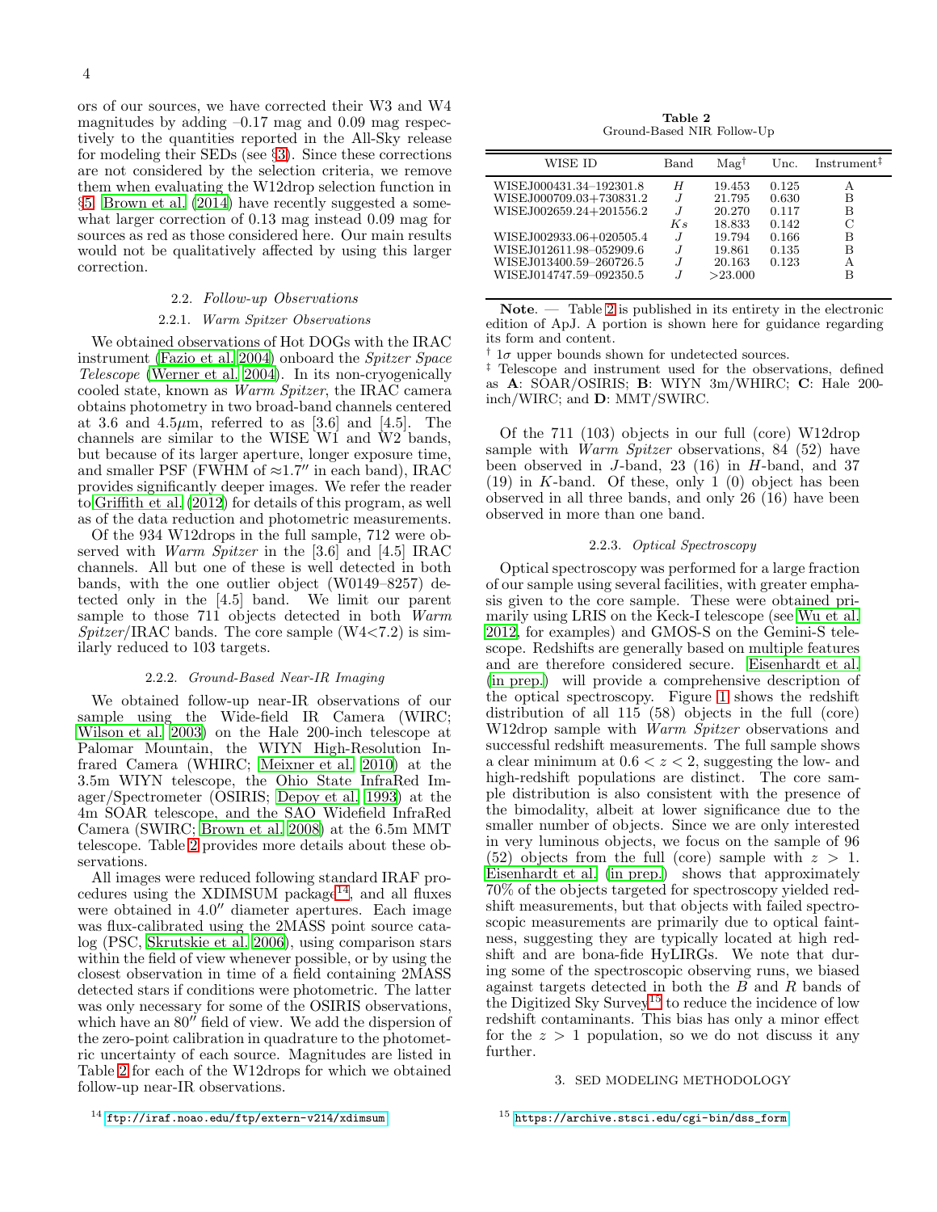ors of our sources, we have corrected their W3 and W4 magnitudes by adding –0.17 mag and 0.09 mag respectively to the quantities reported in the All-Sky release for modeling their SEDs (see §3). Since these corrections are not considered by the selection criteria, we remove them when evaluating the W12drop selection function in §5. Brown et al. (2014) have recently suggested a somewhat larger correction of 0.13 mag instead 0.09 mag for sources as red as those considered here. Our main results would not be qualitatively affected by using this larger correction.

### 2.2. *Follow-up Observations*

#### 2.2.1. *Warm Spitzer Observations*

We obtained observations of Hot DOGs with the IRAC instrument (Fazio et al. 2004) onboard the *Spitzer Space Telescope* (Werner et al. 2004). In its non-cryogenically cooled state, known as *Warm Spitzer*, the IRAC camera obtains photometry in two broad-band channels centered at 3.6 and 4.5$\mu$m, referred to as [3.6] and [4.5]. The channels are similar to the WISE W1 and W2 bands, but because of its larger aperture, longer exposure time, and smaller PSF (FWHM of $\approx$1.7$''$ in each band), IRAC provides significantly deeper images. We refer the reader to Griffith et al. (2012) for details of this program, as well as of the data reduction and photometric measurements.

Of the 934 W12drops in the full sample, 712 were observed with *Warm Spitzer* in the [3.6] and [4.5] IRAC channels. All but one of these is well detected in both bands, with the one outlier object (W0149–8257) detected only in the [4.5] band. We limit our parent sample to those 711 objects detected in both *Warm Spitzer*/IRAC bands. The core sample (W4<7.2) is similarly reduced to 103 targets.

#### 2.2.2. *Ground-Based Near-IR Imaging*

We obtained follow-up near-IR observations of our sample using the Wide-field IR Camera (WIRC; Wilson et al. 2003) on the Hale 200-inch telescope at Palomar Mountain, the WIYN High-Resolution Infrared Camera (WHIRC; Meixner et al. 2010) at the 3.5m WIYN telescope, the Ohio State InfraRed Imager/Spectrometer (OSIRIS; Depoy et al. 1993) at the 4m SOAR telescope, and the SAO Widefield InfraRed Camera (SWIRC; Brown et al. 2008) at the 6.5m MMT telescope. Table 2 provides more details about these observations.

All images were reduced following standard IRAF procedures using the XDIMSUM package[14], and all fluxes were obtained in 4.0$''$ diameter apertures. Each image was flux-calibrated using the 2MASS point source catalog (PSC, Skrutskie et al. 2006), using comparison stars within the field of view whenever possible, or by using the closest observation in time of a field containing 2MASS detected stars if conditions were photometric. The latter was only necessary for some of the OSIRIS observations, which have an 80$''$ field of view. We add the dispersion of the zero-point calibration in quadrature to the photometric uncertainty of each source. Magnitudes are listed in Table 2 for each of the W12drops for which we obtained follow-up near-IR observations.

[14] ftp://iraf.noao.edu/ftp/extern-v214/xdimsum

**Table 2**
Ground-Based NIR Follow-Up

| WISE ID | Band | Mag[†] | Unc. | Instrument[‡] |
|---|---|---|---|---|
| WISEJ000431.34–192301.8 | $H$ | 19.453 | 0.125 | A |
| WISEJ000709.03+730831.2 | $J$ | 21.795 | 0.630 | B |
| WISEJ002659.24+201556.2 | $J$ | 20.270 | 0.117 | B |
| | $Ks$ | 18.833 | 0.142 | C |
| WISEJ002933.06+020505.4 | $J$ | 19.794 | 0.166 | B |
| WISEJ012611.98–052909.6 | $J$ | 19.861 | 0.135 | B |
| WISEJ013400.59–260726.5 | $J$ | 20.163 | 0.123 | A |
| WISEJ014747.59–092350.5 | $J$ | >23.000 | | B |

**Note**. — Table 2 is published in its entirety in the electronic edition of ApJ. A portion is shown here for guidance regarding its form and content.
[†] 1$\sigma$ upper bounds shown for undetected sources.
[‡] Telescope and instrument used for the observations, defined as **A**: SOAR/OSIRIS; **B**: WIYN 3m/WHIRC; **C**: Hale 200-inch/WIRC; and **D**: MMT/SWIRC.

Of the 711 (103) objects in our full (core) W12drop sample with *Warm Spitzer* observations, 84 (52) have been observed in $J$-band, 23 (16) in $H$-band, and 37 (19) in $K$-band. Of these, only 1 (0) object has been observed in all three bands, and only 26 (16) have been observed in more than one band.

#### 2.2.3. *Optical Spectroscopy*

Optical spectroscopy was performed for a large fraction of our sample using several facilities, with greater emphasis given to the core sample. These were obtained primarily using LRIS on the Keck-I telescope (see Wu et al. 2012, for examples) and GMOS-S on the Gemini-S telescope. Redshifts are generally based on multiple features and are therefore considered secure. Eisenhardt et al. (in prep.) will provide a comprehensive description of the optical spectroscopy. Figure 1 shows the redshift distribution of all 115 (58) objects in the full (core) W12drop sample with *Warm Spitzer* observations and successful redshift measurements. The full sample shows a clear minimum at $0.6 < z < 2$, suggesting the low- and high-redshift populations are distinct. The core sample distribution is also consistent with the presence of the bimodality, albeit at lower significance due to the smaller number of objects. Since we are only interested in very luminous objects, we focus on the sample of 96 (52) objects from the full (core) sample with $z > 1$. Eisenhardt et al. (in prep.) shows that approximately 70% of the objects targeted for spectroscopy yielded redshift measurements, but that objects with failed spectroscopic measurements are primarily due to optical faintness, suggesting they are typically located at high redshift and are bona-fide HyLIRGs. We note that during some of the spectroscopic observing runs, we biased against targets detected in both the $B$ and $R$ bands of the Digitized Sky Survey[15] to reduce the incidence of low redshift contaminants. This bias has only a minor effect for the $z > 1$ population, so we do not discuss it any further.

## 3. SED MODELING METHODOLOGY

[15] https://archive.stsci.edu/cgi-bin/dss_form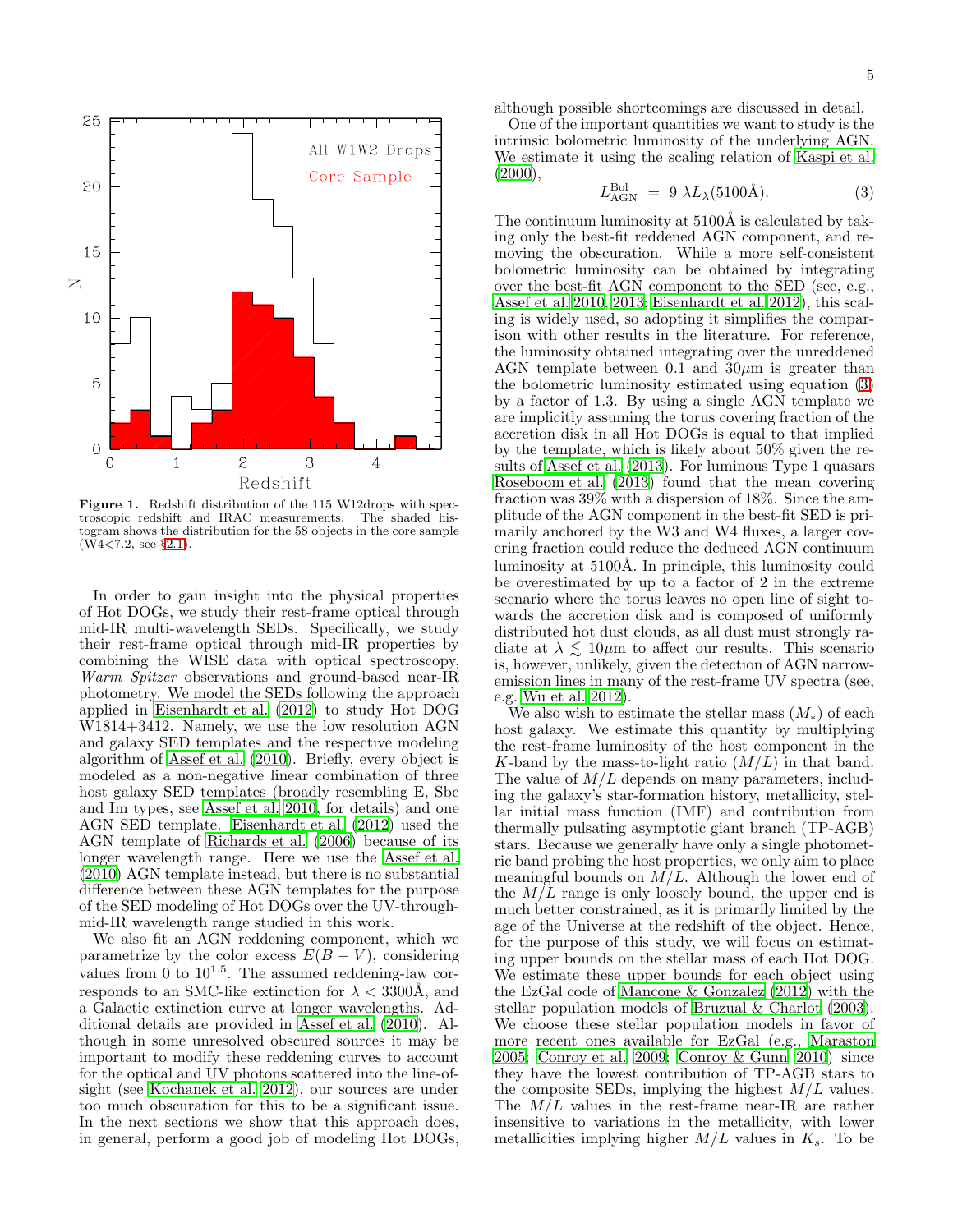**Figure 1.** Redshift distribution of the 115 W12drops with spectroscopic redshift and IRAC measurements. The shaded histogram shows the distribution for the 58 objects in the core sample (W4<7.2, see §2.1).

In order to gain insight into the physical properties of Hot DOGs, we study their rest-frame optical through mid-IR multi-wavelength SEDs. Specifically, we study their rest-frame optical through mid-IR properties by combining the WISE data with optical spectroscopy, *Warm Spitzer* observations and ground-based near-IR photometry. We model the SEDs following the approach applied in Eisenhardt et al. (2012) to study Hot DOG W1814+3412. Namely, we use the low resolution AGN and galaxy SED templates and the respective modeling algorithm of Assef et al. (2010). Briefly, every object is modeled as a non-negative linear combination of three host galaxy SED templates (broadly resembling E, Sbc and Im types, see Assef et al. 2010, for details) and one AGN SED template. Eisenhardt et al. (2012) used the AGN template of Richards et al. (2006) because of its longer wavelength range. Here we use the Assef et al. (2010) AGN template instead, but there is no substantial difference between these AGN templates for the purpose of the SED modeling of Hot DOGs over the UV-through-mid-IR wavelength range studied in this work.

We also fit an AGN reddening component, which we parametrize by the color excess $E(B-V)$, considering values from 0 to $10^{1.5}$. The assumed reddening-law corresponds to an SMC-like extinction for $\lambda < 3300$Å, and a Galactic extinction curve at longer wavelengths. Additional details are provided in Assef et al. (2010). Although in some unresolved obscured sources it may be important to modify these reddening curves to account for the optical and UV photons scattered into the line-of-sight (see Kochanek et al. 2012), our sources are under too much obscuration for this to be a significant issue. In the next sections we show that this approach does, in general, perform a good job of modeling Hot DOGs, although possible shortcomings are discussed in detail.

One of the important quantities we want to study is the intrinsic bolometric luminosity of the underlying AGN. We estimate it using the scaling relation of Kaspi et al. (2000),

$$L_{\rm AGN}^{\rm Bol} \ = \ 9\ \lambda L_{\lambda}(5100\text{Å}). \tag{3}$$

The continuum luminosity at 5100Å is calculated by taking only the best-fit reddened AGN component, and removing the obscuration. While a more self-consistent bolometric luminosity can be obtained by integrating over the best-fit AGN component to the SED (see, e.g., Assef et al. 2010, 2013; Eisenhardt et al. 2012), this scaling is widely used, so adopting it simplifies the comparison with other results in the literature. For reference, the luminosity obtained integrating over the unreddened AGN template between 0.1 and 30$\mu$m is greater than the bolometric luminosity estimated using equation (3) by a factor of 1.3. By using a single AGN template we are implicitly assuming the torus covering fraction of the accretion disk in all Hot DOGs is equal to that implied by the template, which is likely about 50% given the results of Assef et al. (2013). For luminous Type 1 quasars Roseboom et al. (2013) found that the mean covering fraction was 39% with a dispersion of 18%. Since the amplitude of the AGN component in the best-fit SED is primarily anchored by the W3 and W4 fluxes, a larger covering fraction could reduce the deduced AGN continuum luminosity at 5100Å. In principle, this luminosity could be overestimated by up to a factor of 2 in the extreme scenario where the torus leaves no open line of sight towards the accretion disk and is composed of uniformly distributed hot dust clouds, as all dust must strongly radiate at $\lambda \lesssim 10\mu$m to affect our results. This scenario is, however, unlikely, given the detection of AGN narrow-emission lines in many of the rest-frame UV spectra (see, e.g. Wu et al. 2012).

We also wish to estimate the stellar mass ($M_*$) of each host galaxy. We estimate this quantity by multiplying the rest-frame luminosity of the host component in the $K$-band by the mass-to-light ratio ($M/L$) in that band. The value of $M/L$ depends on many parameters, including the galaxy's star-formation history, metallicity, stellar initial mass function (IMF) and contribution from thermally pulsating asymptotic giant branch (TP-AGB) stars. Because we generally have only a single photometric band probing the host properties, we only aim to place meaningful bounds on $M/L$. Although the lower end of the $M/L$ range is only loosely bound, the upper end is much better constrained, as it is primarily limited by the age of the Universe at the redshift of the object. Hence, for the purpose of this study, we will focus on estimating upper bounds on the stellar mass of each Hot DOG. We estimate these upper bounds for each object using the EzGal code of Mancone & Gonzalez (2012) with the stellar population models of Bruzual & Charlot (2003). We choose these stellar population models in favor of more recent ones available for EzGal (e.g., Maraston 2005; Conroy et al. 2009; Conroy & Gunn 2010) since they have the lowest contribution of TP-AGB stars to the composite SEDs, implying the highest $M/L$ values. The $M/L$ values in the rest-frame near-IR are rather insensitive to variations in the metallicity, with lower metallicities implying higher $M/L$ values in $K_s$. To be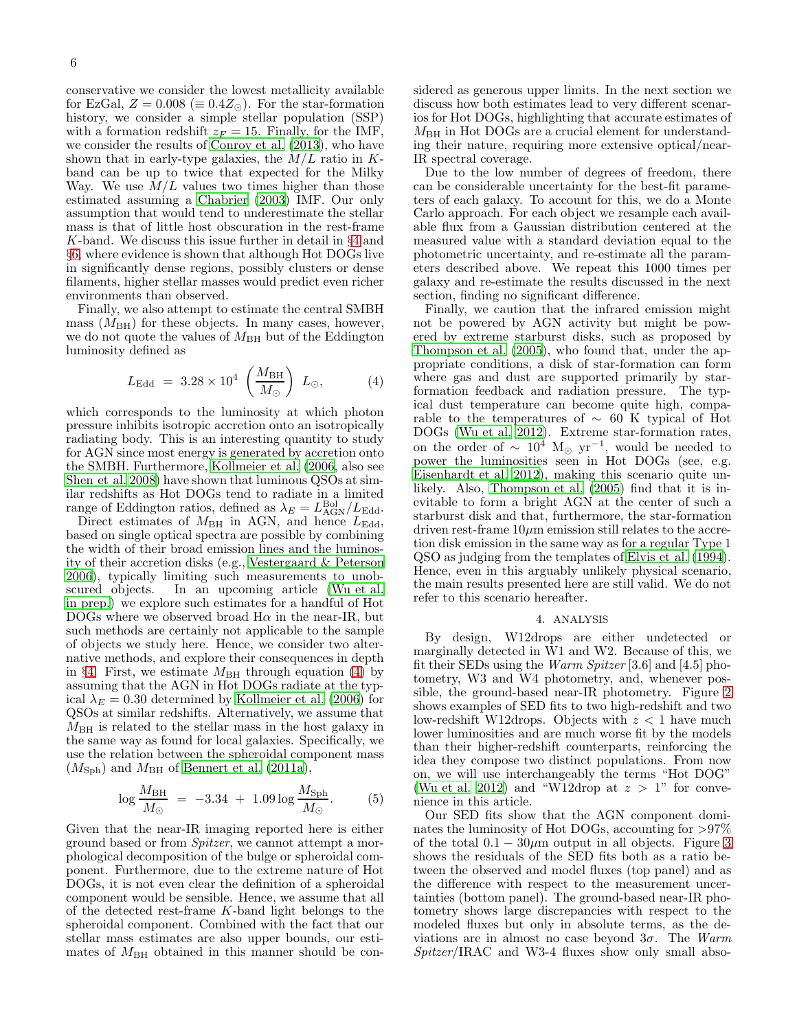conservative we consider the lowest metallicity available for EzGal, $Z = 0.008$ ($\equiv 0.4 Z_{\odot}$). For the star-formation history, we consider a simple stellar population (SSP) with a formation redshift $z_F = 15$. Finally, for the IMF, we consider the results of Conroy et al. (2013), who have shown that in early-type galaxies, the $M/L$ ratio in $K$-band can be up to twice that expected for the Milky Way. We use $M/L$ values two times higher than those estimated assuming a Chabrier (2003) IMF. Our only assumption that would tend to underestimate the stellar mass is that of little host obscuration in the rest-frame $K$-band. We discuss this issue further in detail in §4 and §6, where evidence is shown that although Hot DOGs live in significantly dense regions, possibly clusters or dense filaments, higher stellar masses would predict even richer environments than observed.

Finally, we also attempt to estimate the central SMBH mass ($M_{\rm BH}$) for these objects. In many cases, however, we do not quote the values of $M_{\rm BH}$ but of the Eddington luminosity defined as

$$L_{\rm Edd} \ = \ 3.28 \times 10^4 \ \left(\frac{M_{\rm BH}}{M_{\odot}}\right) \ L_{\odot}, \qquad (4)$$

which corresponds to the luminosity at which photon pressure inhibits isotropic accretion onto an isotropically radiating body. This is an interesting quantity to study for AGN since most energy is generated by accretion onto the SMBH. Furthermore, Kollmeier et al. (2006, also see Shen et al. 2008) have shown that luminous QSOs at similar redshifts as Hot DOGs tend to radiate in a limited range of Eddington ratios, defined as $\lambda_E = L_{\rm AGN}^{\rm Bol}/L_{\rm Edd}$.

Direct estimates of $M_{\rm BH}$ in AGN, and hence $L_{\rm Edd}$, based on single optical spectra are possible by combining the width of their broad emission lines and the luminosity of their accretion disks (e.g., Vestergaard & Peterson 2006), typically limiting such measurements to unobscured objects. In an upcoming article (Wu et al. in prep.) we explore such estimates for a handful of Hot DOGs where we observed broad H$\alpha$ in the near-IR, but such methods are certainly not applicable to the sample of objects we study here. Hence, we consider two alternative methods, and explore their consequences in depth in §4. First, we estimate $M_{\rm BH}$ through equation (4) by assuming that the AGN in Hot DOGs radiate at the typical $\lambda_E = 0.30$ determined by Kollmeier et al. (2006) for QSOs at similar redshifts. Alternatively, we assume that $M_{\rm BH}$ is related to the stellar mass in the host galaxy in the same way as found for local galaxies. Specifically, we use the relation between the spheroidal component mass ($M_{\rm Sph}$) and $M_{\rm BH}$ of Bennert et al. (2011a),

$$\log \frac{M_{\rm BH}}{M_{\odot}} \ = \ -3.34 \ + \ 1.09 \log \frac{M_{\rm Sph}}{M_{\odot}}. \qquad (5)$$

Given that the near-IR imaging reported here is either ground based or from *Spitzer*, we cannot attempt a morphological decomposition of the bulge or spheroidal component. Furthermore, due to the extreme nature of Hot DOGs, it is not even clear the definition of a spheroidal component would be sensible. Hence, we assume that all of the detected rest-frame $K$-band light belongs to the spheroidal component. Combined with the fact that our stellar mass estimates are also upper bounds, our estimates of $M_{\rm BH}$ obtained in this manner should be considered as generous upper limits. In the next section we discuss how both estimates lead to very different scenarios for Hot DOGs, highlighting that accurate estimates of $M_{\rm BH}$ in Hot DOGs are a crucial element for understanding their nature, requiring more extensive optical/near-IR spectral coverage.

Due to the low number of degrees of freedom, there can be considerable uncertainty for the best-fit parameters of each galaxy. To account for this, we do a Monte Carlo approach. For each object we resample each available flux from a Gaussian distribution centered at the measured value with a standard deviation equal to the photometric uncertainty, and re-estimate all the parameters described above. We repeat this 1000 times per galaxy and re-estimate the results discussed in the next section, finding no significant difference.

Finally, we caution that the infrared emission might not be powered by AGN activity but might be powered by extreme starburst disks, such as proposed by Thompson et al. (2005), who found that, under the appropriate conditions, a disk of star-formation can form where gas and dust are supported primarily by star-formation feedback and radiation pressure. The typical dust temperature can become quite high, comparable to the temperatures of $\sim$ 60 K typical of Hot DOGs (Wu et al. 2012). Extreme star-formation rates, on the order of $\sim 10^4$ M$_{\odot}$ yr$^{-1}$, would be needed to power the luminosities seen in Hot DOGs (see, e.g. Eisenhardt et al. 2012), making this scenario quite unlikely. Also, Thompson et al. (2005) find that it is inevitable to form a bright AGN at the center of such a starburst disk and that, furthermore, the star-formation driven rest-frame 10$\mu$m emission still relates to the accretion disk emission in the same way as for a regular Type 1 QSO as judging from the templates of Elvis et al. (1994). Hence, even in this arguably unlikely physical scenario, the main results presented hereafter are still valid. We do not refer to this scenario hereafter.

## 4. ANALYSIS

By design, W12drops are either undetected or marginally detected in W1 and W2. Because of this, we fit their SEDs using the *Warm Spitzer* [3.6] and [4.5] photometry, W3 and W4 photometry, and, whenever possible, the ground-based near-IR photometry. Figure 2 shows examples of SED fits to two high-redshift and two low-redshift W12drops. Objects with $z < 1$ have much lower luminosities and are much worse fit by the models than their higher-redshift counterparts, reinforcing the idea they compose two distinct populations. From now on, we will use interchangeably the terms "Hot DOG" (Wu et al. 2012) and "W12drop at $z > 1$" for convenience in this article.

Our SED fits show that the AGN component dominates the luminosity of Hot DOGs, accounting for >97% of the total 0.1 − 30$\mu$m output in all objects. Figure 3 shows the residuals of the SED fits both as a ratio between the observed and model fluxes (top panel) and as the difference with respect to the measurement uncertainties (bottom panel). The ground-based near-IR photometry shows large discrepancies with respect to the modeled fluxes but only in absolute terms, as the deviations are in almost no case beyond 3$\sigma$. The *Warm Spitzer*/IRAC and W3-4 fluxes show only small abso-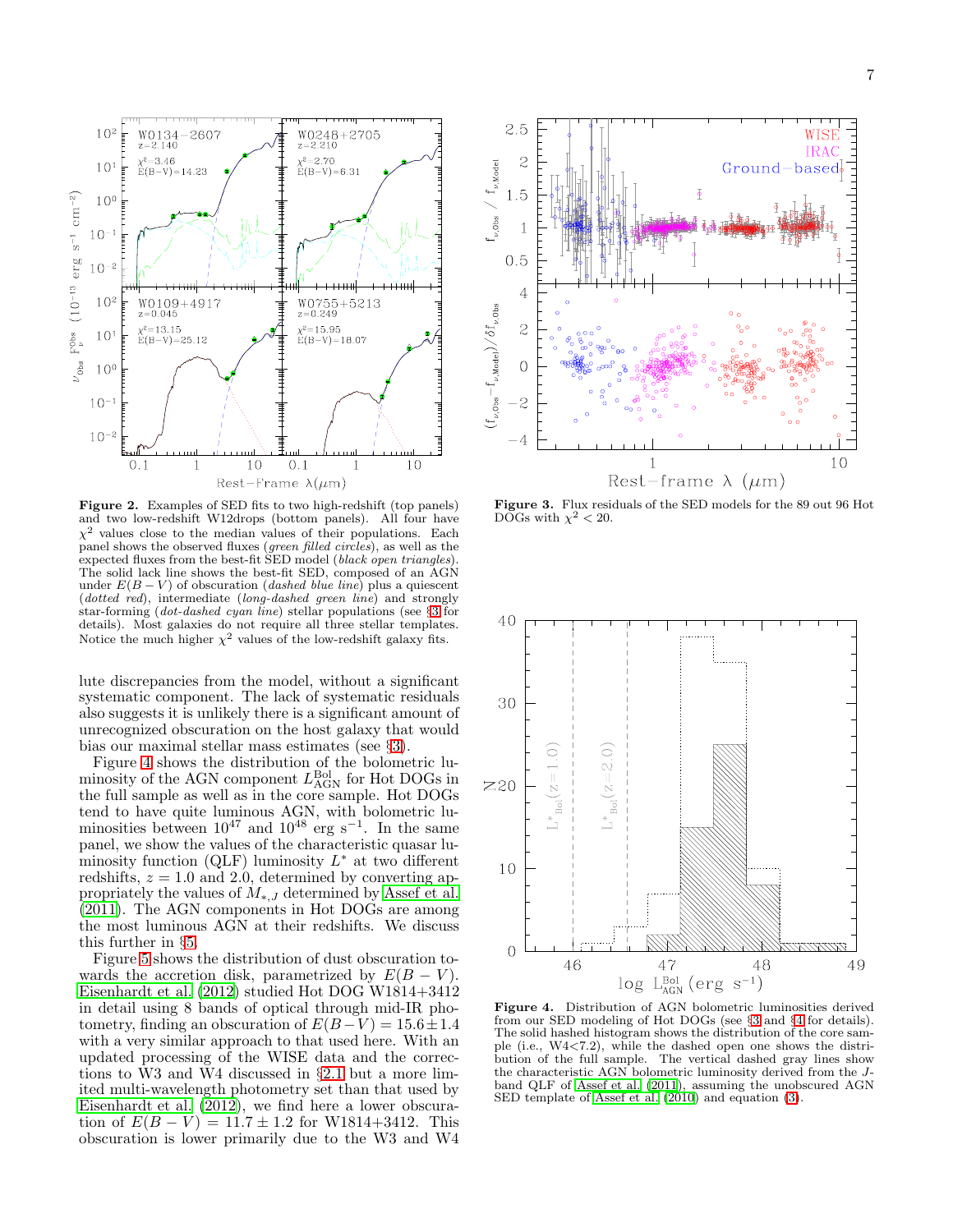**Figure 2.** Examples of SED fits to two high-redshift (top panels) and two low-redshift W12drops (bottom panels). All four have $\chi^2$ values close to the median values of their populations. Each panel shows the observed fluxes (*green filled circles*), as well as the expected fluxes from the best-fit SED model (*black open triangles*). The solid lack line shows the best-fit SED, composed of an AGN under $E(B-V)$ of obscuration (*dashed blue line*) plus a quiescent (*dotted red*), intermediate (*long-dashed green line*) and strongly star-forming (*dot-dashed cyan line*) stellar populations (see §3 for details). Most galaxies do not require all three stellar templates. Notice the much higher $\chi^2$ values of the low-redshift galaxy fits.

**Figure 3.** Flux residuals of the SED models for the 89 out 96 Hot DOGs with $\chi^2 < 20$.

**Figure 4.** Distribution of AGN bolometric luminosities derived from our SED modeling of Hot DOGs (see §3 and §4 for details). The solid hashed histogram shows the distribution of the core sample (i.e., W4<7.2), while the dashed open one shows the distribution of the full sample. The vertical dashed gray lines show the characteristic AGN bolometric luminosity derived from the $J$-band QLF of Assef et al. (2011), assuming the unobscured AGN SED template of Assef et al. (2010) and equation (3).

lute discrepancies from the model, without a significant systematic component. The lack of systematic residuals also suggests it is unlikely there is a significant amount of unrecognized obscuration on the host galaxy that would bias our maximal stellar mass estimates (see §3).

Figure 4 shows the distribution of the bolometric luminosity of the AGN component $L_{\rm AGN}^{\rm Bol}$ for Hot DOGs in the full sample as well as in the core sample. Hot DOGs tend to have quite luminous AGN, with bolometric luminosities between $10^{47}$ and $10^{48}$ erg s$^{-1}$. In the same panel, we show the values of the characteristic quasar luminosity function (QLF) luminosity $L^*$ at two different redshifts, $z = 1.0$ and 2.0, determined by converting appropriately the values of $M_{*,J}$ determined by Assef et al. (2011). The AGN components in Hot DOGs are among the most luminous AGN at their redshifts. We discuss this further in §5.

Figure 5 shows the distribution of dust obscuration towards the accretion disk, parametrized by $E(B-V)$. Eisenhardt et al. (2012) studied Hot DOG W1814+3412 in detail using 8 bands of optical through mid-IR photometry, finding an obscuration of $E(B-V) = 15.6 \pm 1.4$ with a very similar approach to that used here. With an updated processing of the WISE data and the corrections to W3 and W4 discussed in §2.1 but a more limited multi-wavelength photometry set than that used by Eisenhardt et al. (2012), we find here a lower obscuration of $E(B-V) = 11.7 \pm 1.2$ for W1814+3412. This obscuration is lower primarily due to the W3 and W4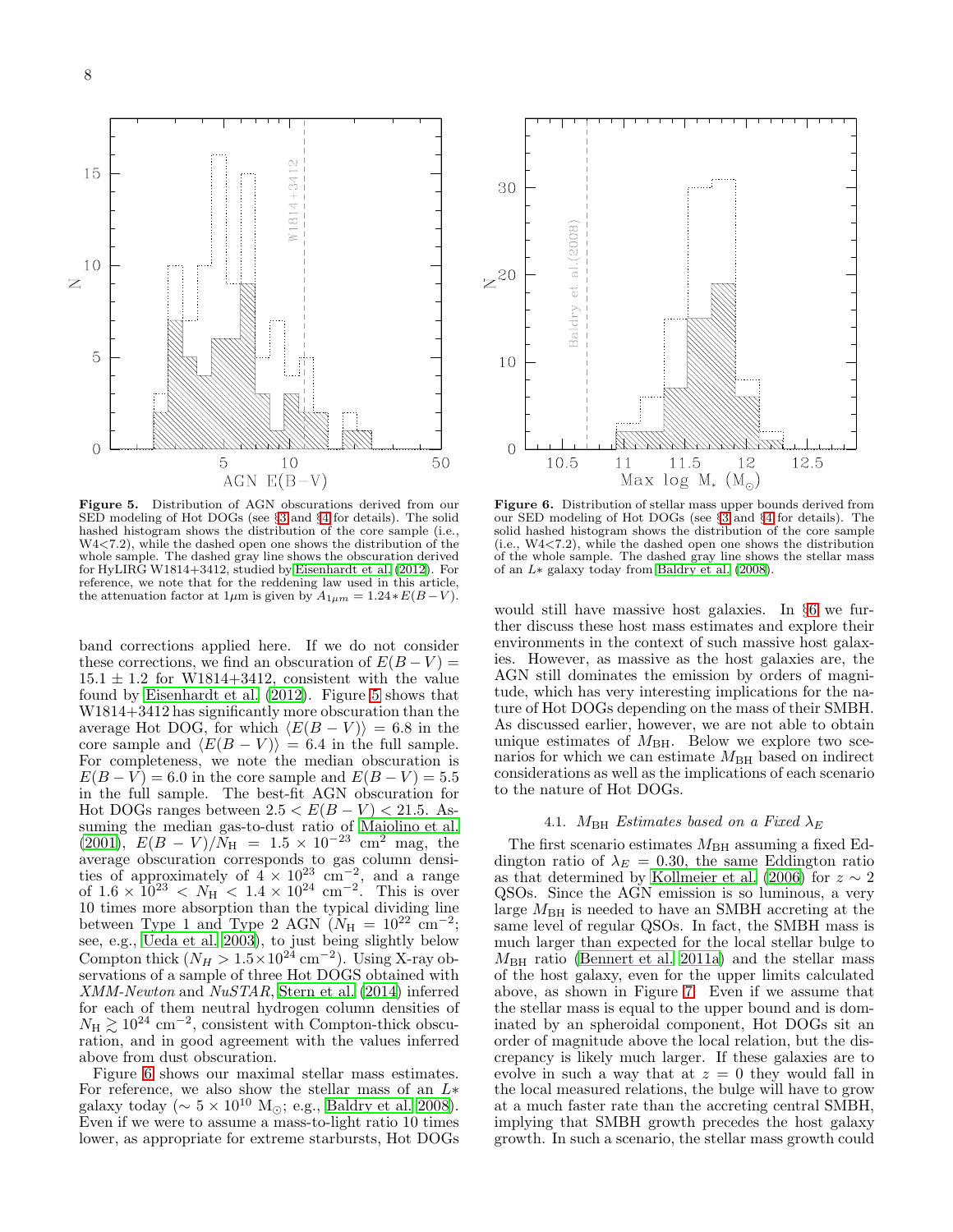**Figure 5.** Distribution of AGN obscurations derived from our SED modeling of Hot DOGs (see §3 and §4 for details). The solid hashed histogram shows the distribution of the core sample (i.e., W4<7.2), while the dashed open one shows the distribution of the whole sample. The dashed gray line shows the obscuration derived for HyLIRG W1814+3412, studied by Eisenhardt et al. (2012). For reference, we note that for the reddening law used in this article, the attenuation factor at 1$\mu$m is given by $A_{1\mu m} = 1.24 * E(B-V)$.

**Figure 6.** Distribution of stellar mass upper bounds derived from our SED modeling of Hot DOGs (see §3 and §4 for details). The solid hashed histogram shows the distribution of the core sample (i.e., W4<7.2), while the dashed open one shows the distribution of the whole sample. The dashed gray line shows the stellar mass of an $L*$ galaxy today from Baldry et al. (2008).

band corrections applied here. If we do not consider these corrections, we find an obscuration of $E(B-V) = 15.1 \pm 1.2$ for W1814+3412, consistent with the value found by Eisenhardt et al. (2012). Figure 5 shows that W1814+3412 has significantly more obscuration than the average Hot DOG, for which $\langle E(B-V) \rangle = 6.8$ in the core sample and $\langle E(B-V) \rangle = 6.4$ in the full sample. For completeness, we note the median obscuration is $E(B-V) = 6.0$ in the core sample and $E(B-V) = 5.5$ in the full sample. The best-fit AGN obscuration for Hot DOGs ranges between $2.5 < E(B-V) < 21.5$. Assuming the median gas-to-dust ratio of Maiolino et al. (2001), $E(B-V)/N_{\rm H} = 1.5 \times 10^{-23}$ cm$^2$ mag, the average obscuration corresponds to gas column densities of approximately of $4 \times 10^{23}$ cm$^{-2}$, and a range of $1.6 \times 10^{23} < N_{\rm H} < 1.4 \times 10^{24}$ cm$^{-2}$. This is over 10 times more absorption than the typical dividing line between Type 1 and Type 2 AGN ($N_{\rm H} = 10^{22}$ cm$^{-2}$; see, e.g., Ueda et al. 2003), to just being slightly below Compton thick ($N_H > 1.5 \times 10^{24}$ cm$^{-2}$). Using X-ray observations of a sample of three Hot DOGS obtained with *XMM-Newton* and *NuSTAR*, Stern et al. (2014) inferred for each of them neutral hydrogen column densities of $N_{\rm H} \gtrsim 10^{24}$ cm$^{-2}$, consistent with Compton-thick obscuration, and in good agreement with the values inferred above from dust obscuration.

Figure 6 shows our maximal stellar mass estimates. For reference, we also show the stellar mass of an $L*$ galaxy today ($\sim 5 \times 10^{10}$ M$_{\odot}$; e.g., Baldry et al. 2008). Even if we were to assume a mass-to-light ratio 10 times lower, as appropriate for extreme starbursts, Hot DOGs would still have massive host galaxies. In §6 we further discuss these host mass estimates and explore their environments in the context of such massive host galaxies. However, as massive as the host galaxies are, the AGN still dominates the emission by orders of magnitude, which has very interesting implications for the nature of Hot DOGs depending on the mass of their SMBH. As discussed earlier, however, we are not able to obtain unique estimates of $M_{\rm BH}$. Below we explore two scenarios for which we can estimate $M_{\rm BH}$ based on indirect considerations as well as the implications of each scenario to the nature of Hot DOGs.

### 4.1. $M_{\rm BH}$ *Estimates based on a Fixed* $\lambda_E$

The first scenario estimates $M_{\rm BH}$ assuming a fixed Eddington ratio of $\lambda_E = 0.30$, the same Eddington ratio as that determined by Kollmeier et al. (2006) for $z \sim 2$ QSOs. Since the AGN emission is so luminous, a very large $M_{\rm BH}$ is needed to have an SMBH accreting at the same level of regular QSOs. In fact, the SMBH mass is much larger than expected for the local stellar bulge to $M_{\rm BH}$ ratio (Bennert et al. 2011a) and the stellar mass of the host galaxy, even for the upper limits calculated above, as shown in Figure 7. Even if we assume that the stellar mass is equal to the upper bound and is dominated by an spheroidal component, Hot DOGs sit an order of magnitude above the local relation, but the discrepancy is likely much larger. If these galaxies are to evolve in such a way that at $z = 0$ they would fall in the local measured relations, the bulge will have to grow at a much faster rate than the accreting central SMBH, implying that SMBH growth precedes the host galaxy growth. In such a scenario, the stellar mass growth could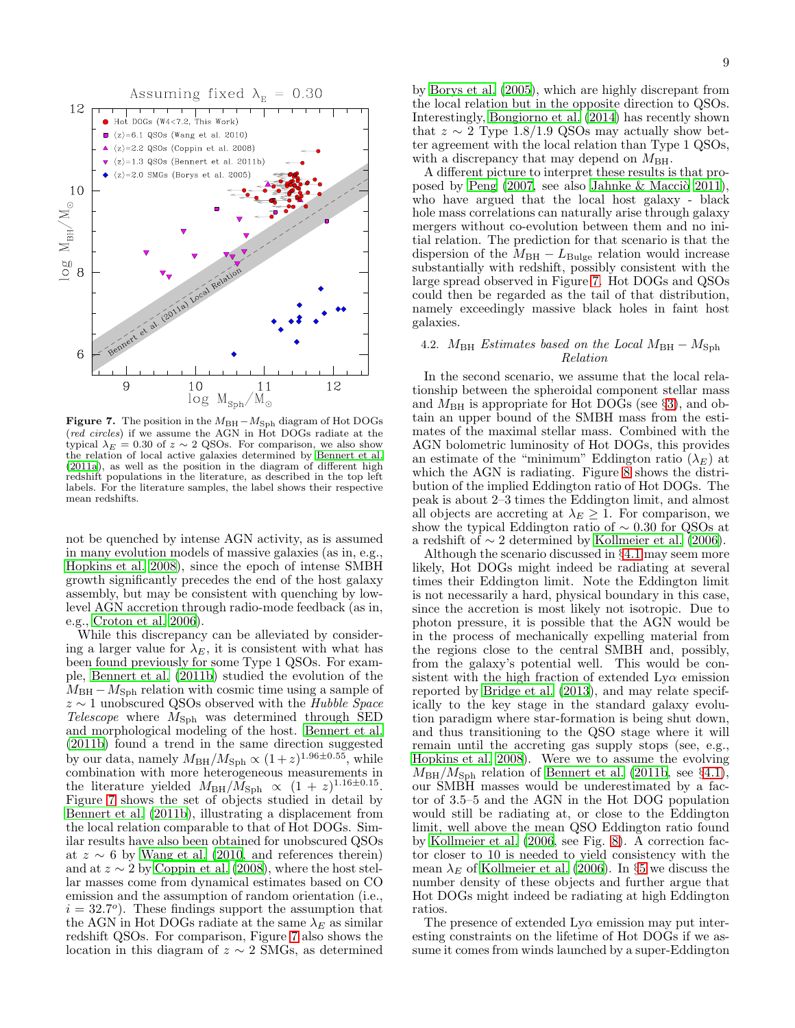**Figure 7.** The position in the $M_{\rm BH}-M_{\rm Sph}$ diagram of Hot DOGs (*red circles*) if we assume the AGN in Hot DOGs radiate at the typical $\lambda_E = 0.30$ of $z \sim 2$ QSOs. For comparison, we also show the relation of local active galaxies determined by Bennert et al. (2011a), as well as the position in the diagram of different high redshift populations in the literature, as described in the top left labels. For the literature samples, the label shows their respective mean redshifts.

not be quenched by intense AGN activity, as is assumed in many evolution models of massive galaxies (as in, e.g., Hopkins et al. 2008), since the epoch of intense SMBH growth significantly precedes the end of the host galaxy assembly, but may be consistent with quenching by low-level AGN accretion through radio-mode feedback (as in, e.g., Croton et al. 2006).

While this discrepancy can be alleviated by considering a larger value for $\lambda_E$, it is consistent with what has been found previously for some Type 1 QSOs. For example, Bennert et al. (2011b) studied the evolution of the $M_{\rm BH}-M_{\rm Sph}$ relation with cosmic time using a sample of $z \sim 1$ unobscured QSOs observed with the *Hubble Space Telescope* where $M_{\rm Sph}$ was determined through SED and morphological modeling of the host. Bennert et al. (2011b) found a trend in the same direction suggested by our data, namely $M_{\rm BH}/M_{\rm Sph} \propto (1+z)^{1.96\pm0.55}$, while combination with more heterogeneous measurements in the literature yielded $M_{\rm BH}/M_{\rm Sph} \propto (1+z)^{1.16\pm0.15}$. Figure 7 shows the set of objects studied in detail by Bennert et al. (2011b), illustrating a displacement from the local relation comparable to that of Hot DOGs. Similar results have also been obtained for unobscured QSOs at $z \sim 6$ by Wang et al. (2010, and references therein) and at $z \sim 2$ by Coppin et al. (2008), where the host stellar masses come from dynamical estimates based on CO emission and the assumption of random orientation (i.e., $i = 32.7^o$). These findings support the assumption that the AGN in Hot DOGs radiate at the same $\lambda_E$ as similar redshift QSOs. For comparison, Figure 7 also shows the location in this diagram of $z \sim 2$ SMGs, as determined by Borys et al. (2005), which are highly discrepant from the local relation but in the opposite direction to QSOs. Interestingly, Bongiorno et al. (2014) has recently shown that $z \sim 2$ Type 1.8/1.9 QSOs may actually show better agreement with the local relation than Type 1 QSOs, with a discrepancy that may depend on $M_{\rm BH}$.

A different picture to interpret these results is that proposed by Peng (2007, see also Jahnke & Macciò 2011), who have argued that the local host galaxy - black hole mass correlations can naturally arise through galaxy mergers without co-evolution between them and no initial relation. The prediction for that scenario is that the dispersion of the $M_{\rm BH}-L_{\rm Bulge}$ relation would increase substantially with redshift, possibly consistent with the large spread observed in Figure 7. Hot DOGs and QSOs could then be regarded as the tail of that distribution, namely exceedingly massive black holes in faint host galaxies.

### 4.2. $M_{\rm BH}$ *Estimates based on the Local* $M_{\rm BH}-M_{\rm Sph}$ *Relation*

In the second scenario, we assume that the local relationship between the spheroidal component stellar mass and $M_{\rm BH}$ is appropriate for Hot DOGs (see §3), and obtain an upper bound of the SMBH mass from the estimates of the maximal stellar mass. Combined with the AGN bolometric luminosity of Hot DOGs, this provides an estimate of the "minimum" Eddington ratio ($\lambda_E$) at which the AGN is radiating. Figure 8 shows the distribution of the implied Eddington ratio of Hot DOGs. The peak is about 2–3 times the Eddington limit, and almost all objects are accreting at $\lambda_E \geq 1$. For comparison, we show the typical Eddington ratio of $\sim 0.30$ for QSOs at a redshift of $\sim 2$ determined by Kollmeier et al. (2006).

Although the scenario discussed in §4.1 may seem more likely, Hot DOGs might indeed be radiating at several times their Eddington limit. Note the Eddington limit is not necessarily a hard, physical boundary in this case, since the accretion is most likely not isotropic. Due to photon pressure, it is possible that the AGN would be in the process of mechanically expelling material from the regions close to the central SMBH and, possibly, from the galaxy's potential well. This would be consistent with the high fraction of extended Ly$\alpha$ emission reported by Bridge et al. (2013), and may relate specifically to the key stage in the standard galaxy evolution paradigm where star-formation is being shut down, and thus transitioning to the QSO stage where it will remain until the accreting gas supply stops (see, e.g., Hopkins et al. 2008). Were we to assume the evolving $M_{\rm BH}/M_{\rm Sph}$ relation of Bennert et al. (2011b, see §4.1), our SMBH masses would be underestimated by a factor of 3.5–5 and the AGN in the Hot DOG population would still be radiating at, or close to the Eddington limit, well above the mean QSO Eddington ratio found by Kollmeier et al. (2006, see Fig. 8). A correction factor closer to 10 is needed to yield consistency with the mean $\lambda_E$ of Kollmeier et al. (2006). In §5 we discuss the number density of these objects and further argue that Hot DOGs might indeed be radiating at high Eddington ratios.

The presence of extended Ly$\alpha$ emission may put interesting constraints on the lifetime of Hot DOGs if we assume it comes from winds launched by a super-Eddington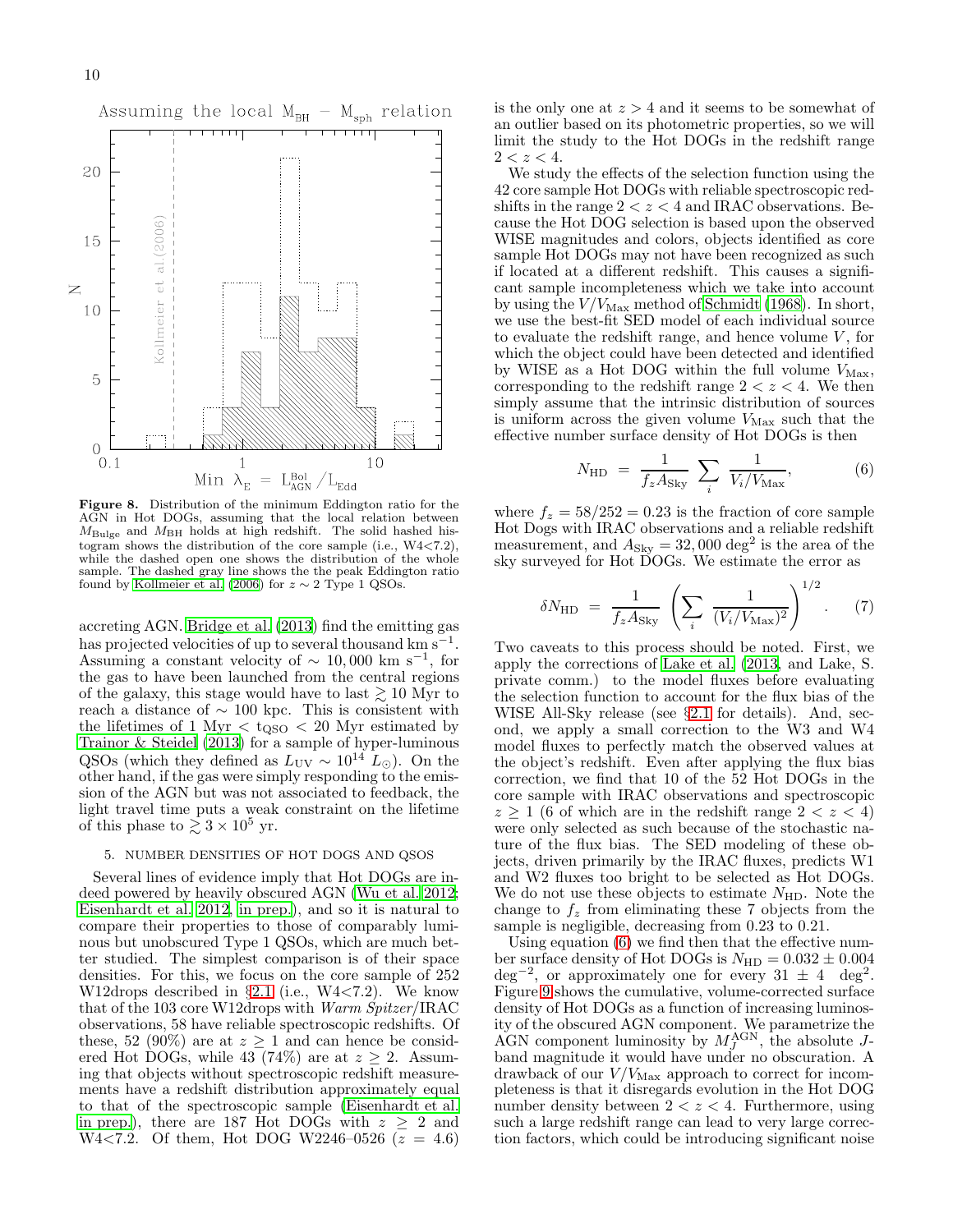Figure 8. Distribution of the minimum Eddington ratio for the AGN in Hot DOGs, assuming that the local relation between $M_{\rm Bulge}$ and $M_{\rm BH}$ holds at high redshift. The solid hashed histogram shows the distribution of the core sample (i.e., W4<7.2), while the dashed open one shows the distribution of the whole sample. The dashed gray line shows the the peak Eddington ratio found by Kollmeier et al. (2006) for $z \sim 2$ Type 1 QSOs.

accreting AGN. Bridge et al. (2013) find the emitting gas has projected velocities of up to several thousand km s$^{-1}$. Assuming a constant velocity of $\sim 10,000$ km s$^{-1}$, for the gas to have been launched from the central regions of the galaxy, this stage would have to last $\gtrsim 10$ Myr to reach a distance of $\sim 100$ kpc. This is consistent with the lifetimes of 1 Myr $< t_{\rm QSO} <$ 20 Myr estimated by Trainor & Steidel (2013) for a sample of hyper-luminous QSOs (which they defined as $L_{\rm UV} \sim 10^{14}~L_{\odot}$). On the other hand, if the gas were simply responding to the emission of the AGN but was not associated to feedback, the light travel time puts a weak constraint on the lifetime of this phase to $\gtrsim 3 \times 10^5$ yr.

## 5. NUMBER DENSITIES OF HOT DOGS AND QSOS

Several lines of evidence imply that Hot DOGs are indeed powered by heavily obscured AGN (Wu et al. 2012; Eisenhardt et al. 2012, in prep.), and so it is natural to compare their properties to those of comparably luminous but unobscured Type 1 QSOs, which are much better studied. The simplest comparison is of their space densities. For this, we focus on the core sample of 252 W12drops described in §2.1 (i.e., W4<7.2). We know that of the 103 core W12drops with *Warm Spitzer*/IRAC observations, 58 have reliable spectroscopic redshifts. Of these, 52 (90%) are at $z \geq 1$ and can hence be considered Hot DOGs, while 43 (74%) are at $z \geq 2$. Assuming that objects without spectroscopic redshift measurements have a redshift distribution approximately equal to that of the spectroscopic sample (Eisenhardt et al. in prep.), there are 187 Hot DOGs with $z \geq 2$ and W4<7.2. Of them, Hot DOG W2246–0526 ($z = 4.6$) is the only one at $z > 4$ and it seems to be somewhat of an outlier based on its photometric properties, so we will limit the study to the Hot DOGs in the redshift range $2 < z < 4$.

We study the effects of the selection function using the 42 core sample Hot DOGs with reliable spectroscopic redshifts in the range $2 < z < 4$ and IRAC observations. Because the Hot DOG selection is based upon the observed WISE magnitudes and colors, objects identified as core sample Hot DOGs may not have been recognized as such if located at a different redshift. This causes a significant sample incompleteness which we take into account by using the $V/V_{\rm Max}$ method of Schmidt (1968). In short, we use the best-fit SED model of each individual source to evaluate the redshift range, and hence volume $V$, for which the object could have been detected and identified by WISE as a Hot DOG within the full volume $V_{\rm Max}$, corresponding to the redshift range $2 < z < 4$. We then simply assume that the intrinsic distribution of sources is uniform across the given volume $V_{\rm Max}$ such that the effective number surface density of Hot DOGs is then

$$N_{\rm HD} ~=~ \frac{1}{f_z A_{\rm Sky}}~\sum_i~\frac{1}{V_i/V_{\rm Max}}, \qquad (6)$$

where $f_z = 58/252 = 0.23$ is the fraction of core sample Hot Dogs with IRAC observations and a reliable redshift measurement, and $A_{\rm Sky} = 32,000$ deg$^2$ is the area of the sky surveyed for Hot DOGs. We estimate the error as

$$\delta N_{\rm HD} ~=~ \frac{1}{f_z A_{\rm Sky}}~\left(\sum_i~\frac{1}{(V_i/V_{\rm Max})^2}\right)^{1/2}. \qquad (7)$$

Two caveats to this process should be noted. First, we apply the corrections of Lake et al. (2013, and Lake, S. private comm.) to the model fluxes before evaluating the selection function to account for the flux bias of the WISE All-Sky release (see §2.1 for details). And, second, we apply a small correction to the W3 and W4 model fluxes to perfectly match the observed values at the object's redshift. Even after applying the flux bias correction, we find that 10 of the 52 Hot DOGs in the core sample with IRAC observations and spectroscopic $z \geq 1$ (6 of which are in the redshift range $2 < z < 4$) were only selected as such because of the stochastic nature of the flux bias. The SED modeling of these objects, driven primarily by the IRAC fluxes, predicts W1 and W2 fluxes too bright to be selected as Hot DOGs. We do not use these objects to estimate $N_{\rm HD}$. Note the change to $f_z$ from eliminating these 7 objects from the sample is negligible, decreasing from 0.23 to 0.21.

Using equation (6) we find then that the effective number surface density of Hot DOGs is $N_{\rm HD} = 0.032 \pm 0.004$ deg$^{-2}$, or approximately one for every $31 \pm 4$ deg$^2$. Figure 9 shows the cumulative, volume-corrected surface density of Hot DOGs as a function of increasing luminosity of the obscured AGN component. We parametrize the AGN component luminosity by $M_J^{\rm AGN}$, the absolute $J$-band magnitude it would have under no obscuration. A drawback of our $V/V_{\rm Max}$ approach to correct for incompleteness is that it disregards evolution in the Hot DOG number density between $2 < z < 4$. Furthermore, using such a large redshift range can lead to very large correction factors, which could be introducing significant noise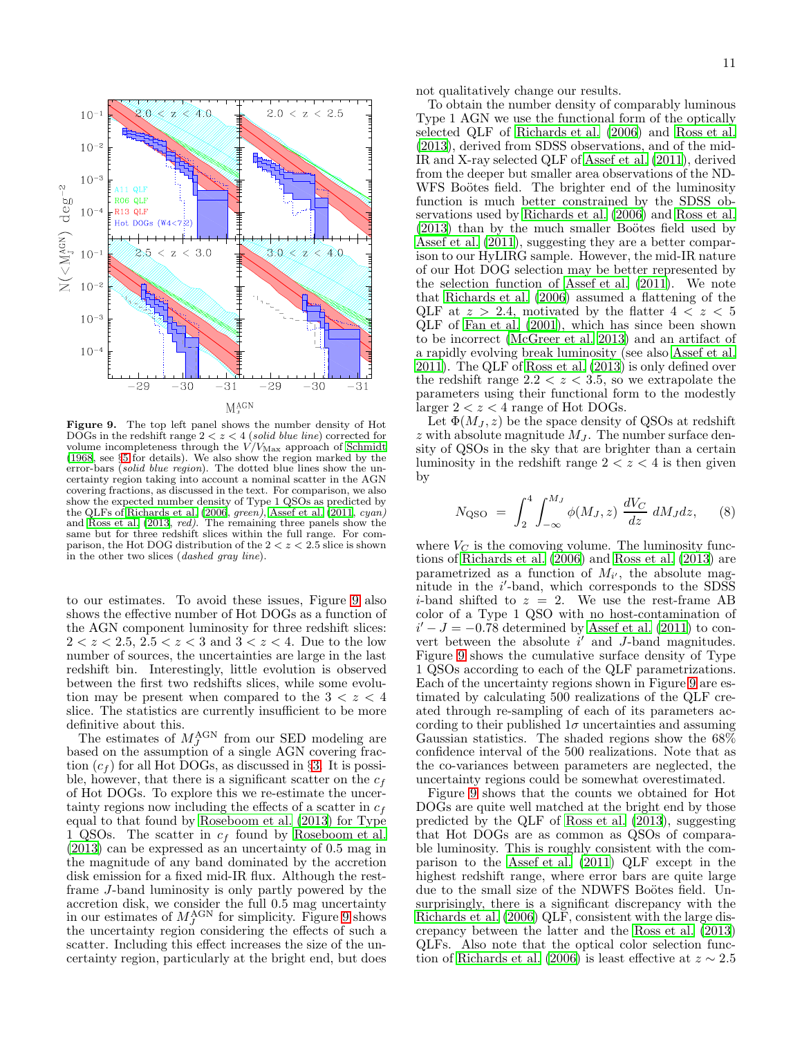**Figure 9.** The top left panel shows the number density of Hot DOGs in the redshift range $2 < z < 4$ (*solid blue line*) corrected for volume incompleteness through the $V/V_{\rm Max}$ approach of Schmidt (1968, see §5 for details). We also show the region marked by the error-bars (*solid blue region*). The dotted blue lines show the uncertainty region taking into account a nominal scatter in the AGN covering fractions, as discussed in the text. For comparison, we also show the expected number density of Type 1 QSOs as predicted by the QLFs of Richards et al. (2006, *green*), Assef et al. (2011, *cyan*) and Ross et al. (2013, *red*). The remaining three panels show the same but for three redshift slices within the full range. For comparison, the Hot DOG distribution of the $2 < z < 2.5$ slice is shown in the other two slices (*dashed gray line*).

to our estimates. To avoid these issues, Figure 9 also shows the effective number of Hot DOGs as a function of the AGN component luminosity for three redshift slices: $2 < z < 2.5$, $2.5 < z < 3$ and $3 < z < 4$. Due to the low number of sources, the uncertainties are large in the last redshift bin. Interestingly, little evolution is observed between the first two redshifts slices, while some evolution may be present when compared to the $3 < z < 4$ slice. The statistics are currently insufficient to be more definitive about this.

The estimates of $M_J^{\rm AGN}$ from our SED modeling are based on the assumption of a single AGN covering fraction ($c_f$) for all Hot DOGs, as discussed in §3. It is possible, however, that there is a significant scatter on the $c_f$ of Hot DOGs. To explore this we re-estimate the uncertainty regions now including the effects of a scatter in $c_f$ equal to that found by Roseboom et al. (2013) for Type 1 QSOs. The scatter in $c_f$ found by Roseboom et al. (2013) can be expressed as an uncertainty of 0.5 mag in the magnitude of any band dominated by the accretion disk emission for a fixed mid-IR flux. Although the rest-frame $J$-band luminosity is only partly powered by the accretion disk, we consider the full 0.5 mag uncertainty in our estimates of $M_J^{\rm AGN}$ for simplicity. Figure 9 shows the uncertainty region considering the effects of such a scatter. Including this effect increases the size of the uncertainty region, particularly at the bright end, but does not qualitatively change our results.

To obtain the number density of comparably luminous Type 1 AGN we use the functional form of the optically selected QLF of Richards et al. (2006) and Ross et al. (2013), derived from SDSS observations, and of the mid-IR and X-ray selected QLF of Assef et al. (2011), derived from the deeper but smaller area observations of the NDWFS Boötes field. The brighter end of the luminosity function is much better constrained by the SDSS observations used by Richards et al. (2006) and Ross et al. (2013) than by the much smaller Boötes field used by Assef et al. (2011), suggesting they are a better comparison to our HyLIRG sample. However, the mid-IR nature of our Hot DOG selection may be better represented by the selection function of Assef et al. (2011). We note that Richards et al. (2006) assumed a flattening of the QLF at $z > 2.4$, motivated by the flatter $4 < z < 5$ QLF of Fan et al. (2001), which has since been shown to be incorrect (McGreer et al. 2013) and an artifact of a rapidly evolving break luminosity (see also Assef et al. 2011). The QLF of Ross et al. (2013) is only defined over the redshift range $2.2 < z < 3.5$, so we extrapolate the parameters using their functional form to the modestly larger $2 < z < 4$ range of Hot DOGs.

Let $\Phi(M_J, z)$ be the space density of QSOs at redshift $z$ with absolute magnitude $M_J$. The number surface density of QSOs in the sky that are brighter than a certain luminosity in the redshift range $2 < z < 4$ is then given by

$$N_{\rm QSO} = \int_2^4 \int_{-\infty}^{M_J} \phi(M_J, z)\ \frac{dV_C}{dz}\ dM_J dz, \qquad (8)$$

where $V_C$ is the comoving volume. The luminosity functions of Richards et al. (2006) and Ross et al. (2013) are parametrized as a function of $M_{i'}$, the absolute magnitude in the $i'$-band, which corresponds to the SDSS $i$-band shifted to $z = 2$. We use the rest-frame AB color of a Type 1 QSO with no host-contamination of $i' - J = -0.78$ determined by Assef et al. (2011) to convert between the absolute $i'$ and $J$-band magnitudes. Figure 9 shows the cumulative surface density of Type 1 QSOs according to each of the QLF parametrizations. Each of the uncertainty regions shown in Figure 9 are estimated by calculating 500 realizations of the QLF created through re-sampling of each of its parameters according to their published $1\sigma$ uncertainties and assuming Gaussian statistics. The shaded regions show the 68% confidence interval of the 500 realizations. Note that as the co-variances between parameters are neglected, the uncertainty regions could be somewhat overestimated.

Figure 9 shows that the counts we obtained for Hot DOGs are quite well matched at the bright end by those predicted by the QLF of Ross et al. (2013), suggesting that Hot DOGs are as common as QSOs of comparable luminosity. This is roughly consistent with the comparison to the Assef et al. (2011) QLF except in the highest redshift range, where error bars are quite large due to the small size of the NDWFS Boötes field. Unsurprisingly, there is a significant discrepancy with the Richards et al. (2006) QLF, consistent with the large discrepancy between the latter and the Ross et al. (2013) QLFs. Also note that the optical color selection function of Richards et al. (2006) is least effective at $z \sim 2.5$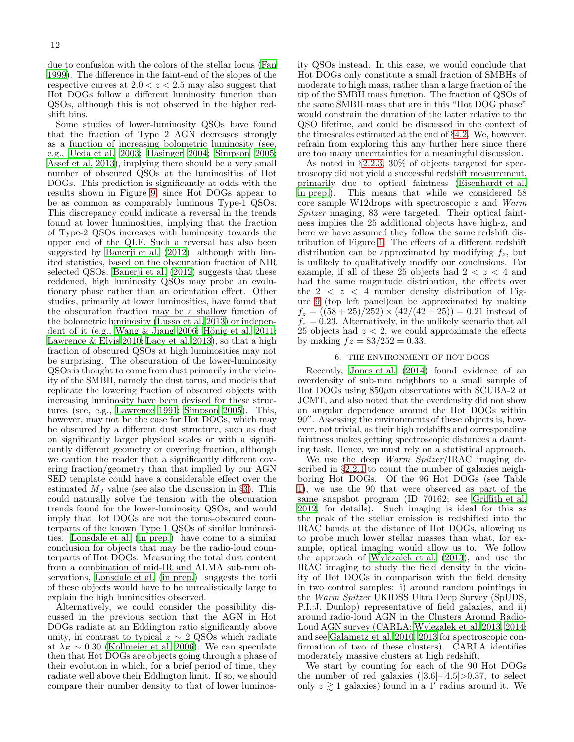due to confusion with the colors of the stellar locus (Fan 1999). The difference in the faint-end of the slopes of the respective curves at $2.0 < z < 2.5$ may also suggest that Hot DOGs follow a different luminosity function than QSOs, although this is not observed in the higher redshift bins.

Some studies of lower-luminosity QSOs have found that the fraction of Type 2 AGN decreases strongly as a function of increasing bolometric luminosity (see, e.g., Ueda et al. 2003; Hasinger 2004; Simpson 2005; Assef et al. 2013), implying there should be a very small number of obscured QSOs at the luminosities of Hot DOGs. This prediction is significantly at odds with the results shown in Figure 9, since Hot DOGs appear to be as common as comparably luminous Type-1 QSOs. This discrepancy could indicate a reversal in the trends found at lower luminosities, implying that the fraction of Type-2 QSOs increases with luminosity towards the upper end of the QLF. Such a reversal has also been suggested by Banerji et al. (2012), although with limited statistics, based on the obscuration fraction of NIR selected QSOs. Banerji et al. (2012) suggests that these reddened, high luminosity QSOs may probe an evolutionary phase rather than an orientation effect. Other studies, primarily at lower luminosities, have found that the obscuration fraction may be a shallow function of the bolometric luminosity (Lusso et al. 2013) or independent of it (e.g., Wang & Jiang 2006; Hönig et al. 2011; Lawrence & Elvis 2010; Lacy et al. 2013), so that a high fraction of obscured QSOs at high luminosities may not be surprising. The obscuration of the lower-luminosity QSOs is thought to come from dust primarily in the vicinity of the SMBH, namely the dust torus, and models that replicate the lowering fraction of obscured objects with increasing luminosity have been devised for these structures (see, e.g., Lawrence 1991; Simpson 2005). This, however, may not be the case for Hot DOGs, which may be obscured by a different dust structure, such as dust on significantly larger physical scales or with a significantly different geometry or covering fraction, although we caution the reader that a significantly different covering fraction/geometry than that implied by our AGN SED template could have a considerable effect over the estimated $M_J$ value (see also the discussion in §3). This could naturally solve the tension with the obscuration trends found for the lower-luminosity QSOs, and would imply that Hot DOGs are not the torus-obscured counterparts of the known Type 1 QSOs of similar luminosities. Lonsdale et al. (in prep.) have come to a similar conclusion for objects that may be the radio-loud counterparts of Hot DOGs. Measuring the total dust content from a combination of mid-IR and ALMA sub-mm observations, Lonsdale et al. (in prep.) suggests the torii of these objects would have to be unrealistically large to explain the high luminosities observed.

Alternatively, we could consider the possibility discussed in the previous section that the AGN in Hot DOGs radiate at an Eddington ratio significantly above unity, in contrast to typical $z \sim 2$ QSOs which radiate at $\lambda_E \sim 0.30$ (Kollmeier et al. 2006). We can speculate then that Hot DOGs are objects going through a phase of their evolution in which, for a brief period of time, they radiate well above their Eddington limit. If so, we should compare their number density to that of lower luminosity QSOs instead. In this case, we would conclude that Hot DOGs only constitute a small fraction of SMBHs of moderate to high mass, rather than a large fraction of the tip of the SMBH mass function. The fraction of QSOs of the same SMBH mass that are in this "Hot DOG phase" would constrain the duration of the latter relative to the QSO lifetime, and could be discussed in the context of the timescales estimated at the end of §4.2. We, however, refrain from exploring this any further here since there are too many uncertainties for a meaningful discussion.

As noted in §2.2.3, 30% of objects targeted for spectroscopy did not yield a successful redshift measurement, primarily due to optical faintness (Eisenhardt et al. in prep.). This means that while we considered 58 core sample W12drops with spectroscopic $z$ and *Warm Spitzer* imaging, 83 were targeted. Their optical faintness implies the 25 additional objects have high-z, and here we have assumed they follow the same redshift distribution of Figure 1. The effects of a different redshift distribution can be approximated by modifying $f_z$, but is unlikely to qualitatively modify our conclusions. For example, if all of these 25 objects had $2 < z < 4$ and had the same magnitude distribution, the effects over the $2 < z < 4$ number density distribution of Figure 9 (top left panel)can be approximated by making $f_z = ((58 + 25)/252) \times (42/(42 + 25)) = 0.21$ instead of $f_z = 0.23$. Alternatively, in the unlikely scenario that all 25 objects had $z < 2$, we could approximate the effects by making $fz = 83/252 = 0.33$.

## 6. THE ENVIRONMENT OF HOT DOGS

Recently, Jones et al. (2014) found evidence of an overdensity of sub-mm neighbors to a small sample of Hot DOGs using 850$\mu$m observations with SCUBA-2 at JCMT, and also noted that the overdensity did not show an angular dependence around the Hot DOGs within 90″. Assessing the environments of these objects is, however, not trivial, as their high redshifts and corresponding faintness makes getting spectroscopic distances a daunting task. Hence, we must rely on a statistical approach.

We use the deep *Warm Spitzer*/IRAC imaging described in §2.2.1 to count the number of galaxies neighboring Hot DOGs. Of the 96 Hot DOGs (see Table 1), we use the 90 that were observed as part of the same snapshot program (ID 70162; see Griffith et al. 2012, for details). Such imaging is ideal for this as the peak of the stellar emission is redshifted into the IRAC bands at the distance of Hot DOGs, allowing us to probe much lower stellar masses than what, for example, optical imaging would allow us to. We follow the approach of Wylezalek et al. (2013), and use the IRAC imaging to study the field density in the vicinity of Hot DOGs in comparison with the field density in two control samples: i) around random pointings in the *Warm Spitzer* UKIDSS Ultra Deep Survey (SpUDS, P.I.:J. Dunlop) representative of field galaxies, and ii) around radio-loud AGN in the Clusters Around Radio-Loud AGN survey (CARLA; Wylezalek et al. 2013, 2014; and see Galametz et al. 2010, 2013 for spectroscopic confirmation of two of these clusters). CARLA identifies moderately massive clusters at high redshift.

We start by counting for each of the 90 Hot DOGs the number of red galaxies ([3.6]–[4.5]>0.37, to select only $z \gtrsim 1$ galaxies) found in a 1′ radius around it. We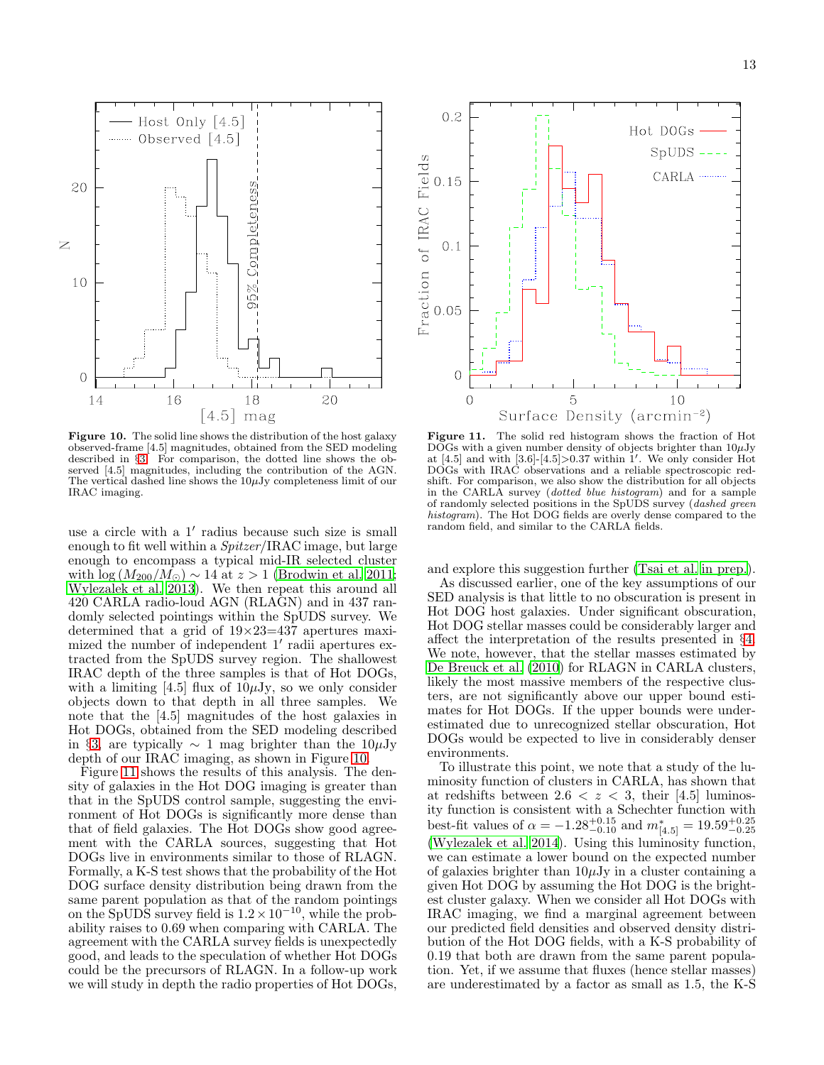**Figure 10.** The solid line shows the distribution of the host galaxy observed-frame [4.5] magnitudes, obtained from the SED modeling described in §3. For comparison, the dotted line shows the observed [4.5] magnitudes, including the contribution of the AGN. The vertical dashed line shows the $10\mu$Jy completeness limit of our IRAC imaging.

**Figure 11.** The solid red histogram shows the fraction of Hot DOGs with a given number density of objects brighter than $10\mu$Jy at [4.5] and with [3.6]-[4.5]>0.37 within $1'$. We only consider Hot DOGs with IRAC observations and a reliable spectroscopic redshift. For comparison, we also show the distribution for all objects in the CARLA survey (*dotted blue histogram*) and for a sample of randomly selected positions in the SpUDS survey (*dashed green histogram*). The Hot DOG fields are overly dense compared to the random field, and similar to the CARLA fields.

use a circle with a $1'$ radius because such size is small enough to fit well within a *Spitzer*/IRAC image, but large enough to encompass a typical mid-IR selected cluster with $\log{(M_{200}/M_{\odot})} \sim 14$ at $z > 1$ (Brodwin et al. 2011; Wylezalek et al. 2013). We then repeat this around all 420 CARLA radio-loud AGN (RLAGN) and in 437 randomly selected pointings within the SpUDS survey. We determined that a grid of 19×23=437 apertures maximized the number of independent $1'$ radii apertures extracted from the SpUDS survey region. The shallowest IRAC depth of the three samples is that of Hot DOGs, with a limiting [4.5] flux of $10\mu$Jy, so we only consider objects down to that depth in all three samples. We note that the [4.5] magnitudes of the host galaxies in Hot DOGs, obtained from the SED modeling described in §3, are typically $\sim 1$ mag brighter than the $10\mu$Jy depth of our IRAC imaging, as shown in Figure 10.

Figure 11 shows the results of this analysis. The density of galaxies in the Hot DOG imaging is greater than that in the SpUDS control sample, suggesting the environment of Hot DOGs is significantly more dense than that of field galaxies. The Hot DOGs show good agreement with the CARLA sources, suggesting that Hot DOGs live in environments similar to those of RLAGN. Formally, a K-S test shows that the probability of the Hot DOG surface density distribution being drawn from the same parent population as that of the random pointings on the SpUDS survey field is $1.2\times10^{-10}$, while the probability raises to 0.69 when comparing with CARLA. The agreement with the CARLA survey fields is unexpectedly good, and leads to the speculation of whether Hot DOGs could be the precursors of RLAGN. In a follow-up work we will study in depth the radio properties of Hot DOGs, and explore this suggestion further (Tsai et al. in prep.).

As discussed earlier, one of the key assumptions of our SED analysis is that little to no obscuration is present in Hot DOG host galaxies. Under significant obscuration, Hot DOG stellar masses could be considerably larger and affect the interpretation of the results presented in §4. We note, however, that the stellar masses estimated by De Breuck et al. (2010) for RLAGN in CARLA clusters, likely the most massive members of the respective clusters, are not significantly above our upper bound estimates for Hot DOGs. If the upper bounds were underestimated due to unrecognized stellar obscuration, Hot DOGs would be expected to live in considerably denser environments.

To illustrate this point, we note that a study of the luminosity function of clusters in CARLA, has shown that at redshifts between $2.6 < z < 3$, their [4.5] luminosity function is consistent with a Schechter function with best-fit values of $\alpha = -1.28^{+0.15}_{-0.10}$ and $m^{*}_{[4.5]} = 19.59^{+0.25}_{-0.25}$ (Wylezalek et al. 2014). Using this luminosity function, we can estimate a lower bound on the expected number of galaxies brighter than $10\mu$Jy in a cluster containing a given Hot DOG by assuming the Hot DOG is the brightest cluster galaxy. When we consider all Hot DOGs with IRAC imaging, we find a marginal agreement between our predicted field densities and observed density distribution of the Hot DOG fields, with a K-S probability of 0.19 that both are drawn from the same parent population. Yet, if we assume that fluxes (hence stellar masses) are underestimated by a factor as small as 1.5, the K-S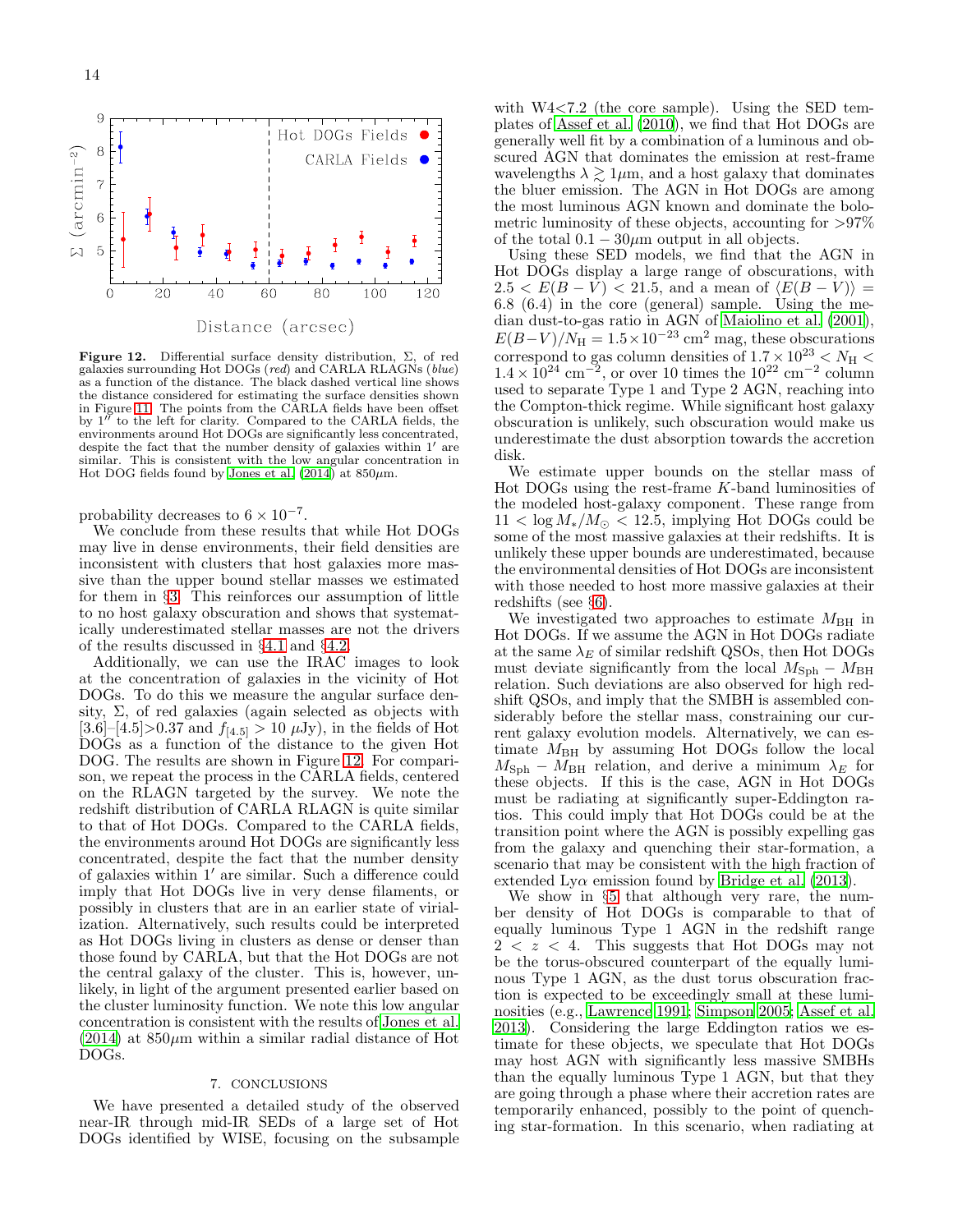**Figure 12.** Differential surface density distribution, $\Sigma$, of red galaxies surrounding Hot DOGs (*red*) and CARLA RLAGNs (*blue*) as a function of the distance. The black dashed vertical line shows the distance considered for estimating the surface densities shown in Figure 11. The points from the CARLA fields have been offset by $1''$ to the left for clarity. Compared to the CARLA fields, the environments around Hot DOGs are significantly less concentrated, despite the fact that the number density of galaxies within $1'$ are similar. This is consistent with the low angular concentration in Hot DOG fields found by Jones et al. (2014) at $850\mu$m.

probability decreases to $6\times10^{-7}$.

We conclude from these results that while Hot DOGs may live in dense environments, their field densities are inconsistent with clusters that host galaxies more massive than the upper bound stellar masses we estimated for them in §3. This reinforces our assumption of little to no host galaxy obscuration and shows that systematically underestimated stellar masses are not the drivers of the results discussed in §4.1 and §4.2.

Additionally, we can use the IRAC images to look at the concentration of galaxies in the vicinity of Hot DOGs. To do this we measure the angular surface density, $\Sigma$, of red galaxies (again selected as objects with [3.6]–[4.5]>0.37 and $f_{[4.5]} > 10~\mu$Jy), in the fields of Hot DOGs as a function of the distance to the given Hot DOG. The results are shown in Figure 12. For comparison, we repeat the process in the CARLA fields, centered on the RLAGN targeted by the survey. We note the redshift distribution of CARLA RLAGN is quite similar to that of Hot DOGs. Compared to the CARLA fields, the environments around Hot DOGs are significantly less concentrated, despite the fact that the number density of galaxies within $1'$ are similar. Such a difference could imply that Hot DOGs live in very dense filaments, or possibly in clusters that are in an earlier state of virialization. Alternatively, such results could be interpreted as Hot DOGs living in clusters as dense or denser than those found by CARLA, but that the Hot DOGs are not the central galaxy of the cluster. This is, however, unlikely, in light of the argument presented earlier based on the cluster luminosity function. We note this low angular concentration is consistent with the results of Jones et al. (2014) at $850\mu$m within a similar radial distance of Hot DOGs.

## 7. CONCLUSIONS

We have presented a detailed study of the observed near-IR through mid-IR SEDs of a large set of Hot DOGs identified by WISE, focusing on the subsample with W4<7.2 (the core sample). Using the SED templates of Assef et al. (2010), we find that Hot DOGs are generally well fit by a combination of a luminous and obscured AGN that dominates the emission at rest-frame wavelengths $\lambda \gtrsim 1\mu$m, and a host galaxy that dominates the bluer emission. The AGN in Hot DOGs are among the most luminous AGN known and dominate the bolometric luminosity of these objects, accounting for >97% of the total $0.1-30\mu$m output in all objects.

Using these SED models, we find that the AGN in Hot DOGs display a large range of obscurations, with $2.5 < E(B-V) < 21.5$, and a mean of $\langle E(B-V)\rangle = 6.8$ (6.4) in the core (general) sample. Using the median dust-to-gas ratio in AGN of Maiolino et al. (2001), $E(B-V)/N_{\rm H} = 1.5\times10^{-23}~{\rm cm}^2$ mag, these obscurations correspond to gas column densities of $1.7\times10^{23} < N_{\rm H} < 1.4\times10^{24}~{\rm cm}^{-2}$, or over 10 times the $10^{22}~{\rm cm}^{-2}$ column used to separate Type 1 and Type 2 AGN, reaching into the Compton-thick regime. While significant host galaxy obscuration is unlikely, such obscuration would make us underestimate the dust absorption towards the accretion disk.

We estimate upper bounds on the stellar mass of Hot DOGs using the rest-frame $K$-band luminosities of the modeled host-galaxy component. These range from $11 < \log M_*/M_{\odot} < 12.5$, implying Hot DOGs could be some of the most massive galaxies at their redshifts. It is unlikely these upper bounds are underestimated, because the environmental densities of Hot DOGs are inconsistent with those needed to host more massive galaxies at their redshifts (see §6).

We investigated two approaches to estimate $M_{\rm BH}$ in Hot DOGs. If we assume the AGN in Hot DOGs radiate at the same $\lambda_E$ of similar redshift QSOs, then Hot DOGs must deviate significantly from the local $M_{\rm Sph}-M_{\rm BH}$ relation. Such deviations are also observed for high redshift QSOs, and imply that the SMBH is assembled considerably before the stellar mass, constraining our current galaxy evolution models. Alternatively, we can estimate $M_{\rm BH}$ by assuming Hot DOGs follow the local $M_{\rm Sph}-M_{\rm BH}$ relation, and derive a minimum $\lambda_E$ for these objects. If this is the case, AGN in Hot DOGs must be radiating at significantly super-Eddington ratios. This could imply that Hot DOGs could be at the transition point where the AGN is possibly expelling gas from the galaxy and quenching their star-formation, a scenario that may be consistent with the high fraction of extended Ly$\alpha$ emission found by Bridge et al. (2013).

We show in §5 that although very rare, the number density of Hot DOGs is comparable to that of equally luminous Type 1 AGN in the redshift range $2 < z < 4$. This suggests that Hot DOGs may not be the torus-obscured counterpart of the equally luminous Type 1 AGN, as the dust torus obscuration fraction is expected to be exceedingly small at these luminosities (e.g., Lawrence 1991; Simpson 2005; Assef et al. 2013). Considering the large Eddington ratios we estimate for these objects, we speculate that Hot DOGs may host AGN with significantly less massive SMBHs than the equally luminous Type 1 AGN, but that they are going through a phase where their accretion rates are temporarily enhanced, possibly to the point of quenching star-formation. In this scenario, when radiating at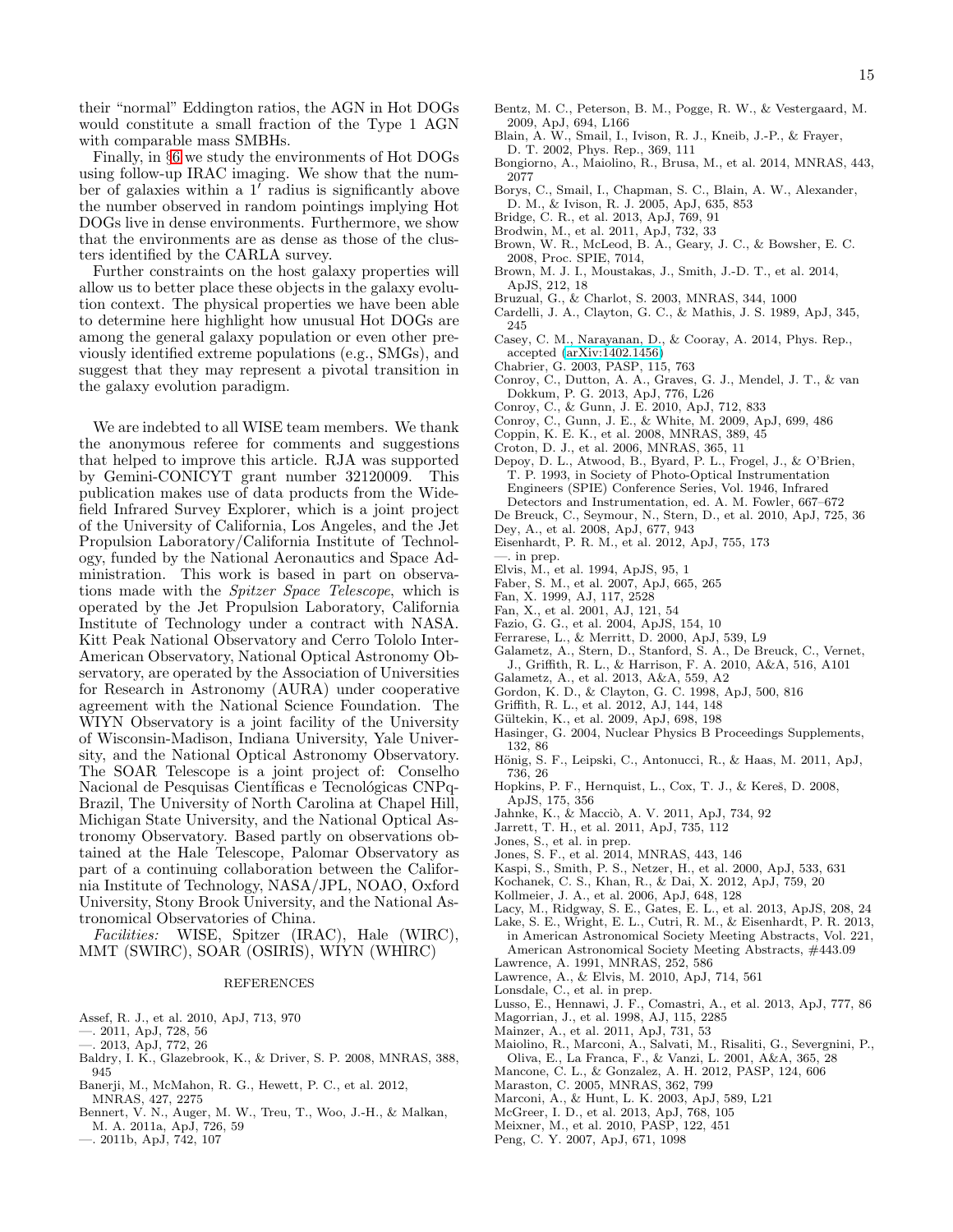their "normal" Eddington ratios, the AGN in Hot DOGs would constitute a small fraction of the Type 1 AGN with comparable mass SMBHs.

Finally, in §6 we study the environments of Hot DOGs using follow-up IRAC imaging. We show that the number of galaxies within a $1'$ radius is significantly above the number observed in random pointings implying Hot DOGs live in dense environments. Furthermore, we show that the environments are as dense as those of the clusters identified by the CARLA survey.

Further constraints on the host galaxy properties will allow us to better place these objects in the galaxy evolution context. The physical properties we have been able to determine here highlight how unusual Hot DOGs are among the general galaxy population or even other previously identified extreme populations (e.g., SMGs), and suggest that they may represent a pivotal transition in the galaxy evolution paradigm.

We are indebted to all WISE team members. We thank the anonymous referee for comments and suggestions that helped to improve this article. RJA was supported by Gemini-CONICYT grant number 32120009. This publication makes use of data products from the Wide-field Infrared Survey Explorer, which is a joint project of the University of California, Los Angeles, and the Jet Propulsion Laboratory/California Institute of Technology, funded by the National Aeronautics and Space Administration. This work is based in part on observations made with the *Spitzer Space Telescope*, which is operated by the Jet Propulsion Laboratory, California Institute of Technology under a contract with NASA. Kitt Peak National Observatory and Cerro Tololo Inter-American Observatory, National Optical Astronomy Observatory, are operated by the Association of Universities for Research in Astronomy (AURA) under cooperative agreement with the National Science Foundation. The WIYN Observatory is a joint facility of the University of Wisconsin-Madison, Indiana University, Yale University, and the National Optical Astronomy Observatory. The SOAR Telescope is a joint project of: Conselho Nacional de Pesquisas Científicas e Tecnológicas CNPq-Brazil, The University of North Carolina at Chapel Hill, Michigan State University, and the National Optical Astronomy Observatory. Based partly on observations obtained at the Hale Telescope, Palomar Observatory as part of a continuing collaboration between the California Institute of Technology, NASA/JPL, NOAO, Oxford University, Stony Brook University, and the National Astronomical Observatories of China.

*Facilities:* WISE, Spitzer (IRAC), Hale (WIRC), MMT (SWIRC), SOAR (OSIRIS), WIYN (WHIRC)

## REFERENCES

Assef, R. J., et al. 2010, ApJ, 713, 970
—. 2011, ApJ, 728, 56
—. 2013, ApJ, 772, 26
Baldry, I. K., Glazebrook, K., & Driver, S. P. 2008, MNRAS, 388, 945
Banerji, M., McMahon, R. G., Hewett, P. C., et al. 2012, MNRAS, 427, 2275
Bennert, V. N., Auger, M. W., Treu, T., Woo, J.-H., & Malkan, M. A. 2011a, ApJ, 726, 59
—. 2011b, ApJ, 742, 107
Bentz, M. C., Peterson, B. M., Pogge, R. W., & Vestergaard, M. 2009, ApJ, 694, L166
Blain, A. W., Smail, I., Ivison, R. J., Kneib, J.-P., & Frayer, D. T. 2002, Phys. Rep., 369, 111
Bongiorno, A., Maiolino, R., Brusa, M., et al. 2014, MNRAS, 443, 2077
Borys, C., Smail, I., Chapman, S. C., Blain, A. W., Alexander, D. M., & Ivison, R. J. 2005, ApJ, 635, 853
Bridge, C. R., et al. 2013, ApJ, 769, 91
Brodwin, M., et al. 2011, ApJ, 732, 33
Brown, W. R., McLeod, B. A., Geary, J. C., & Bowsher, E. C. 2008, Proc. SPIE, 7014,
Brown, M. J. I., Moustakas, J., Smith, J.-D. T., et al. 2014, ApJS, 212, 18
Bruzual, G., & Charlot, S. 2003, MNRAS, 344, 1000
Cardelli, J. A., Clayton, G. C., & Mathis, J. S. 1989, ApJ, 345, 245
Casey, C. M., Narayanan, D., & Cooray, A. 2014, Phys. Rep., accepted (arXiv:1402.1456)
Chabrier, G. 2003, PASP, 115, 763
Conroy, C., Dutton, A. A., Graves, G. J., Mendel, J. T., & van Dokkum, P. G. 2013, ApJ, 776, L26
Conroy, C., & Gunn, J. E. 2010, ApJ, 712, 833
Conroy, C., Gunn, J. E., & White, M. 2009, ApJ, 699, 486
Coppin, K. E. K., et al. 2008, MNRAS, 389, 45
Croton, D. J., et al. 2006, MNRAS, 365, 11
Depoy, D. L., Atwood, B., Byard, P. L., Frogel, J., & O'Brien, T. P. 1993, in Society of Photo-Optical Instrumentation Engineers (SPIE) Conference Series, Vol. 1946, Infrared Detectors and Instrumentation, ed. A. M. Fowler, 667–672
De Breuck, C., Seymour, N., Stern, D., et al. 2010, ApJ, 725, 36
Dey, A., et al. 2008, ApJ, 677, 943
Eisenhardt, P. R. M., et al. 2012, ApJ, 755, 173
—. in prep.
Elvis, M., et al. 1994, ApJS, 95, 1
Faber, S. M., et al. 2007, ApJ, 665, 265
Fan, X. 1999, AJ, 117, 2528
Fan, X., et al. 2001, AJ, 121, 54
Fazio, G. G., et al. 2004, ApJS, 154, 10
Ferrarese, L., & Merritt, D. 2000, ApJ, 539, L9
Galametz, A., Stern, D., Stanford, S. A., De Breuck, C., Vernet, J., Griffith, R. L., & Harrison, F. A. 2010, A&A, 516, A101
Galametz, A., et al. 2013, A&A, 559, A2
Gordon, K. D., & Clayton, G. C. 1998, ApJ, 500, 816
Griffith, R. L., et al. 2012, AJ, 144, 148
Gültekin, K., et al. 2009, ApJ, 698, 198
Hasinger, G. 2004, Nuclear Physics B Proceedings Supplements, 132, 86
Hönig, S. F., Leipski, C., Antonucci, R., & Haas, M. 2011, ApJ, 736, 26
Hopkins, P. F., Hernquist, L., Cox, T. J., & Kereš, D. 2008, ApJS, 175, 356
Jahnke, K., & Macciò, A. V. 2011, ApJ, 734, 92
Jarrett, T. H., et al. 2011, ApJ, 735, 112
Jones, S., et al. in prep.
Jones, S. F., et al. 2014, MNRAS, 443, 146
Kaspi, S., Smith, P. S., Netzer, H., et al. 2000, ApJ, 533, 631
Kochanek, C. S., Khan, R., & Dai, X. 2012, ApJ, 759, 20
Kollmeier, J. A., et al. 2006, ApJ, 648, 128
Lacy, M., Ridgway, S. E., Gates, E. L., et al. 2013, ApJS, 208, 24
Lake, S. E., Wright, E. L., Cutri, R. M., & Eisenhardt, P. R. 2013, in American Astronomical Society Meeting Abstracts, Vol. 221, American Astronomical Society Meeting Abstracts, #443.09
Lawrence, A. 1991, MNRAS, 252, 586
Lawrence, A., & Elvis, M. 2010, ApJ, 714, 561
Lonsdale, C., et al. in prep.
Lusso, E., Hennawi, J. F., Comastri, A., et al. 2013, ApJ, 777, 86
Magorrian, J., et al. 1998, AJ, 115, 2285
Mainzer, A., et al. 2011, ApJ, 731, 53
Maiolino, R., Marconi, A., Salvati, M., Risaliti, G., Severgnini, P., Oliva, E., La Franca, F., & Vanzi, L. 2001, A&A, 365, 28
Mancone, C. L., & Gonzalez, A. H. 2012, PASP, 124, 606
Maraston, C. 2005, MNRAS, 362, 799
Marconi, A., & Hunt, L. K. 2003, ApJ, 589, L21
McGreer, I. D., et al. 2013, ApJ, 768, 105
Meixner, M., et al. 2010, PASP, 122, 451
Peng, C. Y. 2007, ApJ, 671, 1098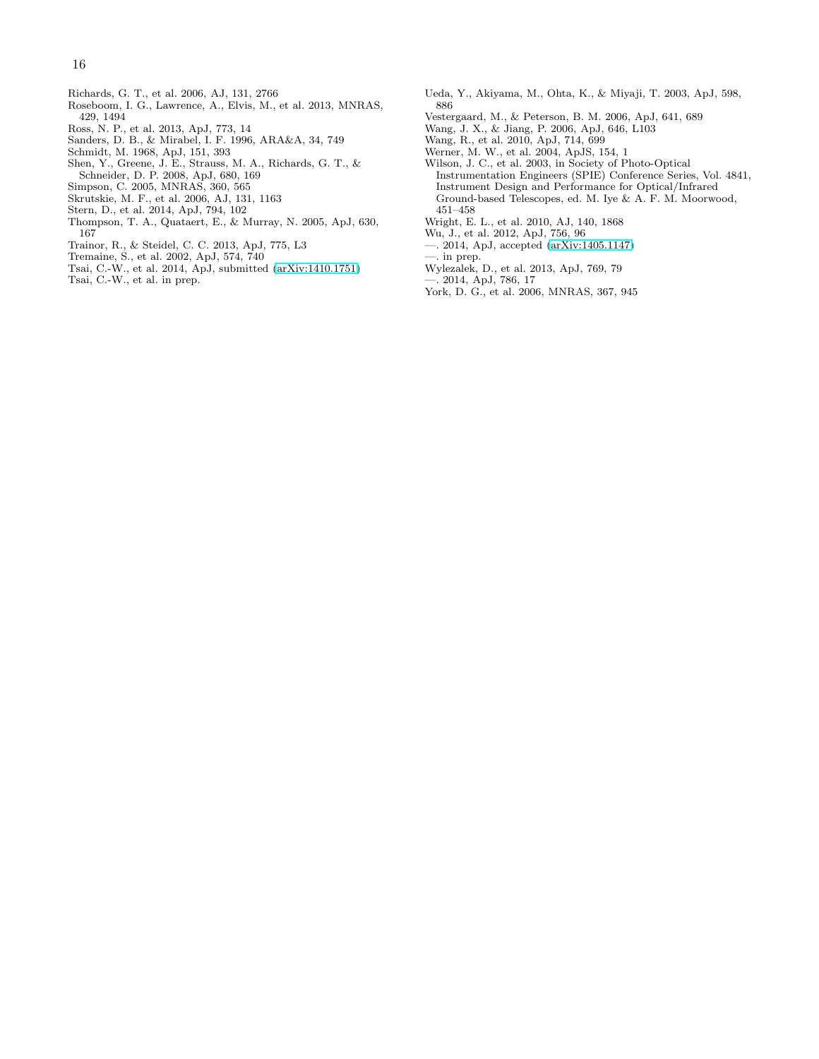Richards, G. T., et al. 2006, AJ, 131, 2766

Roseboom, I. G., Lawrence, A., Elvis, M., et al. 2013, MNRAS, 429, 1494

Ross, N. P., et al. 2013, ApJ, 773, 14

Sanders, D. B., & Mirabel, I. F. 1996, ARA&A, 34, 749

Schmidt, M. 1968, ApJ, 151, 393

Shen, Y., Greene, J. E., Strauss, M. A., Richards, G. T., & Schneider, D. P. 2008, ApJ, 680, 169

Simpson, C. 2005, MNRAS, 360, 565

Skrutskie, M. F., et al. 2006, AJ, 131, 1163

Stern, D., et al. 2014, ApJ, 794, 102

Thompson, T. A., Quataert, E., & Murray, N. 2005, ApJ, 630, 167

Trainor, R., & Steidel, C. C. 2013, ApJ, 775, L3

Tremaine, S., et al. 2002, ApJ, 574, 740

Tsai, C.-W., et al. 2014, ApJ, submitted (arXiv:1410.1751)

Tsai, C.-W., et al. in prep.

Ueda, Y., Akiyama, M., Ohta, K., & Miyaji, T. 2003, ApJ, 598, 886

Vestergaard, M., & Peterson, B. M. 2006, ApJ, 641, 689

Wang, J. X., & Jiang, P. 2006, ApJ, 646, L103

Wang, R., et al. 2010, ApJ, 714, 699

Werner, M. W., et al. 2004, ApJS, 154, 1

Wilson, J. C., et al. 2003, in Society of Photo-Optical Instrumentation Engineers (SPIE) Conference Series, Vol. 4841, Instrument Design and Performance for Optical/Infrared Ground-based Telescopes, ed. M. Iye & A. F. M. Moorwood, 451–458

Wright, E. L., et al. 2010, AJ, 140, 1868

Wu, J., et al. 2012, ApJ, 756, 96

—. 2014, ApJ, accepted (arXiv:1405.1147)

—. in prep.

Wylezalek, D., et al. 2013, ApJ, 769, 79

—. 2014, ApJ, 786, 17

York, D. G., et al. 2006, MNRAS, 367, 945